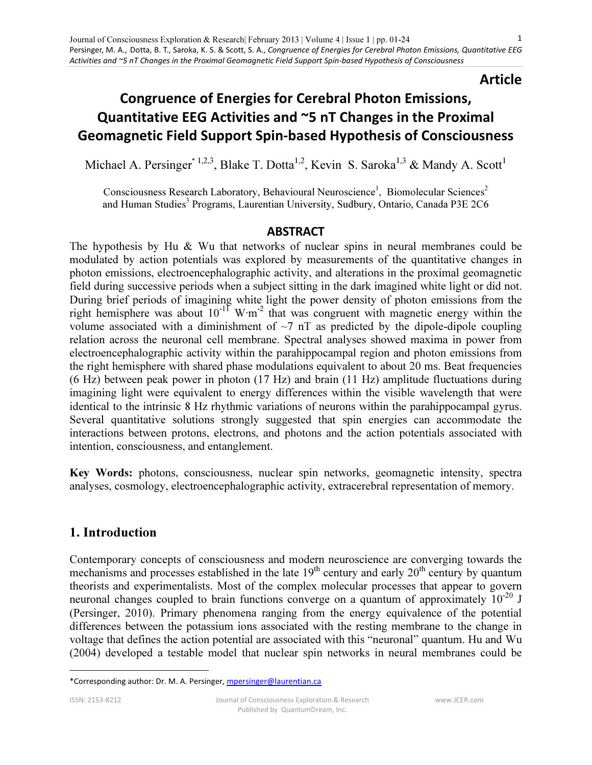**Article**

# Congruence of Energies for Cerebral Photon Emissions, Quantitative EEG Activities and ~5 nT Changes in the Proximal Geomagnetic Field Support Spin-based Hypothesis of Consciousness

Michael A. Persinger[* 1,2,3], Blake T. Dotta[1,2], Kevin S. Saroka[1,3] & Mandy A. Scott[1]

Consciousness Research Laboratory, Behavioural Neuroscience[1], Biomolecular Sciences[2] and Human Studies[3] Programs, Laurentian University, Sudbury, Ontario, Canada P3E 2C6

## ABSTRACT

The hypothesis by Hu & Wu that networks of nuclear spins in neural membranes could be modulated by action potentials was explored by measurements of the quantitative changes in photon emissions, electroencephalographic activity, and alterations in the proximal geomagnetic field during successive periods when a subject sitting in the dark imagined white light or did not. During brief periods of imagining white light the power density of photon emissions from the right hemisphere was about $10^{-11}$ $W \cdot m^{-2}$ that was congruent with magnetic energy within the volume associated with a diminishment of ~7 nT as predicted by the dipole-dipole coupling relation across the neuronal cell membrane. Spectral analyses showed maxima in power from electroencephalographic activity within the parahippocampal region and photon emissions from the right hemisphere with shared phase modulations equivalent to about 20 ms. Beat frequencies (6 Hz) between peak power in photon (17 Hz) and brain (11 Hz) amplitude fluctuations during imagining light were equivalent to energy differences within the visible wavelength that were identical to the intrinsic 8 Hz rhythmic variations of neurons within the parahippocampal gyrus. Several quantitative solutions strongly suggested that spin energies can accommodate the interactions between protons, electrons, and photons and the action potentials associated with intention, consciousness, and entanglement.

**Key Words:** photons, consciousness, nuclear spin networks, geomagnetic intensity, spectra analyses, cosmology, electroencephalographic activity, extracerebral representation of memory.

## 1. Introduction

Contemporary concepts of consciousness and modern neuroscience are converging towards the mechanisms and processes established in the late 19th century and early 20th century by quantum theorists and experimentalists. Most of the complex molecular processes that appear to govern neuronal changes coupled to brain functions converge on a quantum of approximately $10^{-20}$ J (Persinger, 2010). Primary phenomena ranging from the energy equivalence of the potential differences between the potassium ions associated with the resting membrane to the change in voltage that defines the action potential are associated with this "neuronal" quantum. Hu and Wu (2004) developed a testable model that nuclear spin networks in neural membranes could be

---

*Corresponding author: Dr. M. A. Persinger, mpersinger@laurentian.ca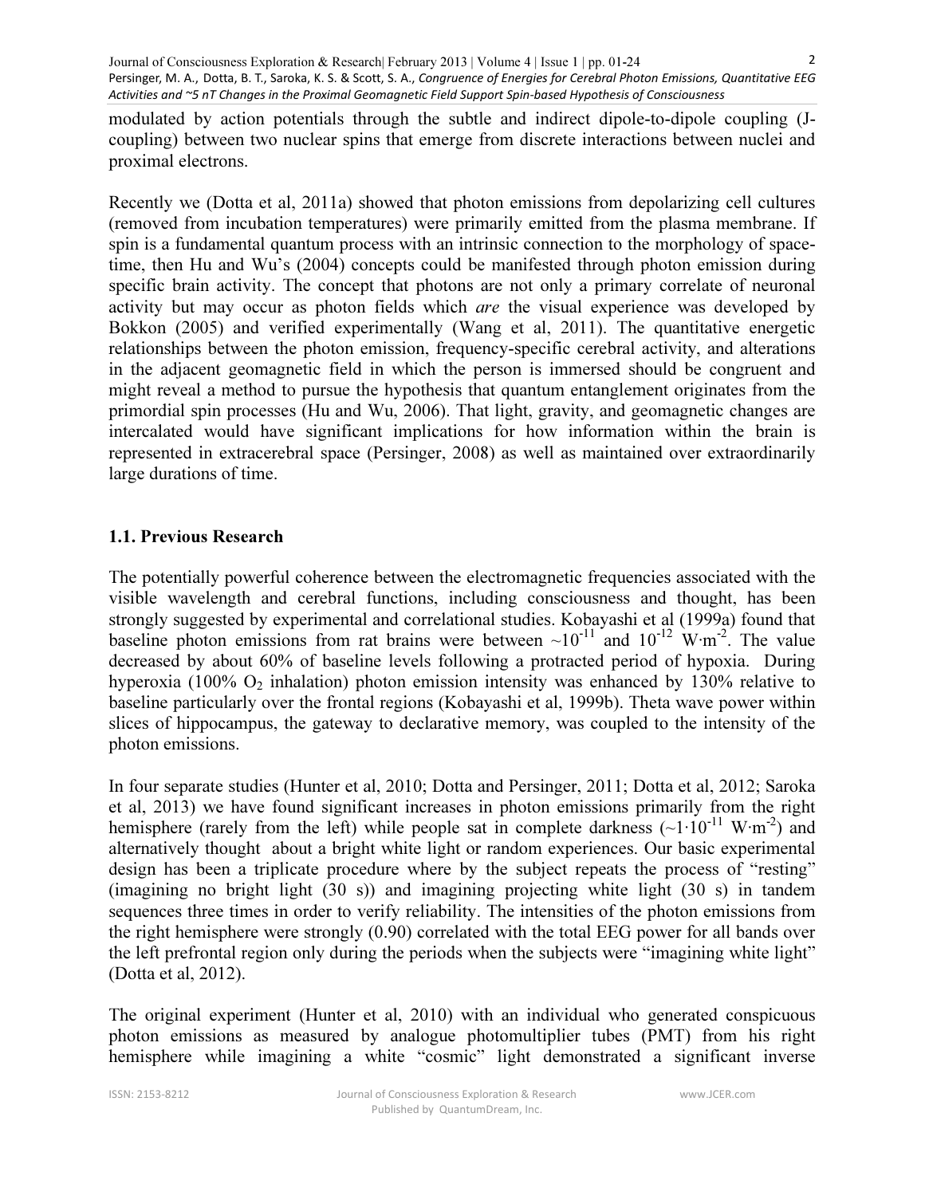modulated by action potentials through the subtle and indirect dipole-to-dipole coupling (J-coupling) between two nuclear spins that emerge from discrete interactions between nuclei and proximal electrons.

Recently we (Dotta et al, 2011a) showed that photon emissions from depolarizing cell cultures (removed from incubation temperatures) were primarily emitted from the plasma membrane. If spin is a fundamental quantum process with an intrinsic connection to the morphology of space-time, then Hu and Wu's (2004) concepts could be manifested through photon emission during specific brain activity. The concept that photons are not only a primary correlate of neuronal activity but may occur as photon fields which *are* the visual experience was developed by Bokkon (2005) and verified experimentally (Wang et al, 2011). The quantitative energetic relationships between the photon emission, frequency-specific cerebral activity, and alterations in the adjacent geomagnetic field in which the person is immersed should be congruent and might reveal a method to pursue the hypothesis that quantum entanglement originates from the primordial spin processes (Hu and Wu, 2006). That light, gravity, and geomagnetic changes are intercalated would have significant implications for how information within the brain is represented in extracerebral space (Persinger, 2008) as well as maintained over extraordinarily large durations of time.

## 1.1. Previous Research

The potentially powerful coherence between the electromagnetic frequencies associated with the visible wavelength and cerebral functions, including consciousness and thought, has been strongly suggested by experimental and correlational studies. Kobayashi et al (1999a) found that baseline photon emissions from rat brains were between $\sim 10^{-11}$ and $10^{-12}$ $W \cdot m^{-2}$. The value decreased by about 60% of baseline levels following a protracted period of hypoxia. During hyperoxia (100% $O_2$ inhalation) photon emission intensity was enhanced by 130% relative to baseline particularly over the frontal regions (Kobayashi et al, 1999b). Theta wave power within slices of hippocampus, the gateway to declarative memory, was coupled to the intensity of the photon emissions.

In four separate studies (Hunter et al, 2010; Dotta and Persinger, 2011; Dotta et al, 2012; Saroka et al, 2013) we have found significant increases in photon emissions primarily from the right hemisphere (rarely from the left) while people sat in complete darkness ($\sim 1 \cdot 10^{-11}$ $W \cdot m^{-2}$) and alternatively thought about a bright white light or random experiences. Our basic experimental design has been a triplicate procedure where by the subject repeats the process of "resting" (imagining no bright light (30 s)) and imagining projecting white light (30 s) in tandem sequences three times in order to verify reliability. The intensities of the photon emissions from the right hemisphere were strongly (0.90) correlated with the total EEG power for all bands over the left prefrontal region only during the periods when the subjects were "imagining white light" (Dotta et al, 2012).

The original experiment (Hunter et al, 2010) with an individual who generated conspicuous photon emissions as measured by analogue photomultiplier tubes (PMT) from his right hemisphere while imagining a white "cosmic" light demonstrated a significant inverse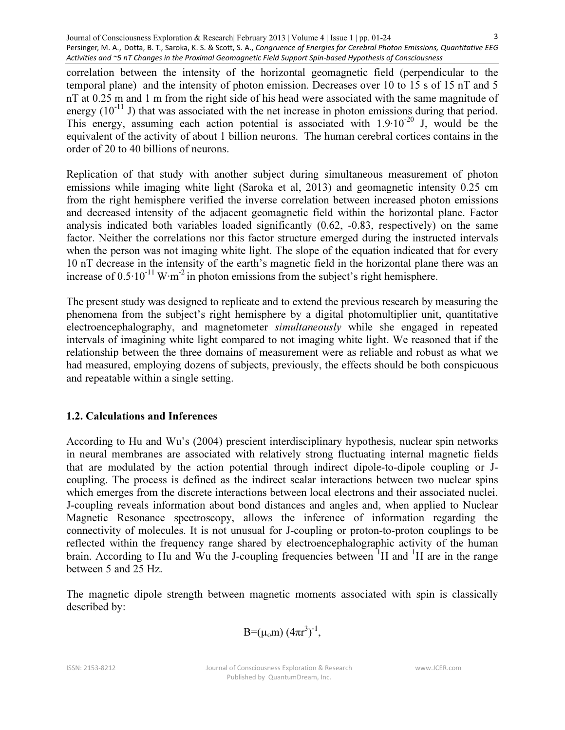correlation between the intensity of the horizontal geomagnetic field (perpendicular to the temporal plane) and the intensity of photon emission. Decreases over 10 to 15 s of 15 nT and 5 nT at 0.25 m and 1 m from the right side of his head were associated with the same magnitude of energy ($10^{-11}$ J) that was associated with the net increase in photon emissions during that period. This energy, assuming each action potential is associated with $1.9 \cdot 10^{-20}$ J, would be the equivalent of the activity of about 1 billion neurons. The human cerebral cortices contains in the order of 20 to 40 billions of neurons.

Replication of that study with another subject during simultaneous measurement of photon emissions while imaging white light (Saroka et al, 2013) and geomagnetic intensity 0.25 cm from the right hemisphere verified the inverse correlation between increased photon emissions and decreased intensity of the adjacent geomagnetic field within the horizontal plane. Factor analysis indicated both variables loaded significantly (0.62, -0.83, respectively) on the same factor. Neither the correlations nor this factor structure emerged during the instructed intervals when the person was not imaging white light. The slope of the equation indicated that for every 10 nT decrease in the intensity of the earth's magnetic field in the horizontal plane there was an increase of $0.5 \cdot 10^{-11}$ $W \cdot m^{-2}$ in photon emissions from the subject's right hemisphere.

The present study was designed to replicate and to extend the previous research by measuring the phenomena from the subject's right hemisphere by a digital photomultiplier unit, quantitative electroencephalography, and magnetometer *simultaneously* while she engaged in repeated intervals of imagining white light compared to not imaging white light. We reasoned that if the relationship between the three domains of measurement were as reliable and robust as what we had measured, employing dozens of subjects, previously, the effects should be both conspicuous and repeatable within a single setting.

## 1.2. Calculations and Inferences

According to Hu and Wu's (2004) prescient interdisciplinary hypothesis, nuclear spin networks in neural membranes are associated with relatively strong fluctuating internal magnetic fields that are modulated by the action potential through indirect dipole-to-dipole coupling or J-coupling. The process is defined as the indirect scalar interactions between two nuclear spins which emerges from the discrete interactions between local electrons and their associated nuclei. J-coupling reveals information about bond distances and angles and, when applied to Nuclear Magnetic Resonance spectroscopy, allows the inference of information regarding the connectivity of molecules. It is not unusual for J-coupling or proton-to-proton couplings to be reflected within the frequency range shared by electroencephalographic activity of the human brain. According to Hu and Wu the J-coupling frequencies between $^1H$ and $^1H$ are in the range between 5 and 25 Hz.

The magnetic dipole strength between magnetic moments associated with spin is classically described by:

$$B = (\mu_o m)(4\pi r^3)^{-1},$$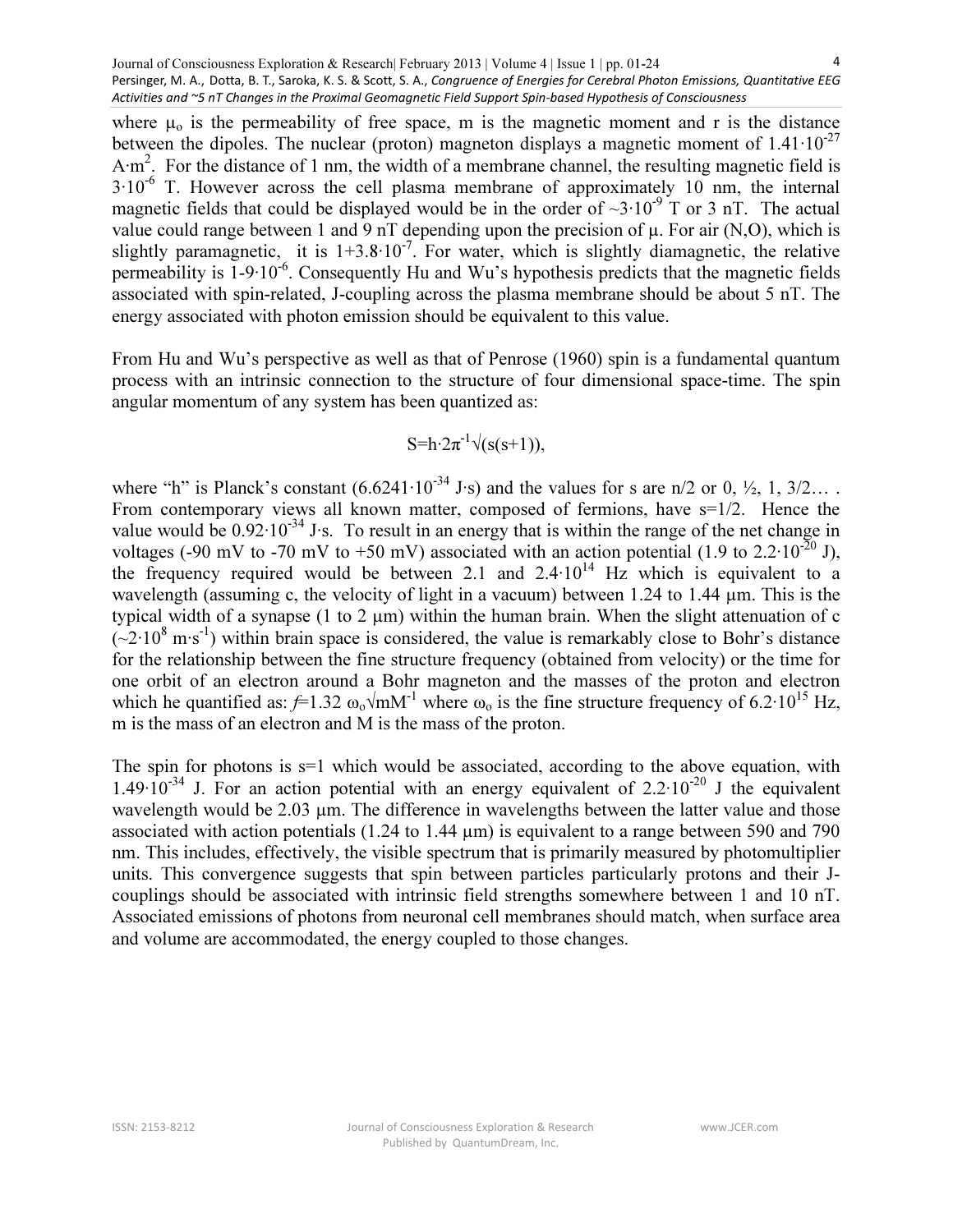where $\mu_o$ is the permeability of free space, m is the magnetic moment and r is the distance between the dipoles. The nuclear (proton) magneton displays a magnetic moment of $1.41 \cdot 10^{-27}$ $A \cdot m^2$. For the distance of 1 nm, the width of a membrane channel, the resulting magnetic field is $3 \cdot 10^{-6}$ T. However across the cell plasma membrane of approximately 10 nm, the internal magnetic fields that could be displayed would be in the order of $\sim 3 \cdot 10^{-9}$ T or 3 nT. The actual value could range between 1 and 9 nT depending upon the precision of $\mu$. For air (N,O), which is slightly paramagnetic, it is $1+3.8 \cdot 10^{-7}$. For water, which is slightly diamagnetic, the relative permeability is $1-9 \cdot 10^{-6}$. Consequently Hu and Wu's hypothesis predicts that the magnetic fields associated with spin-related, J-coupling across the plasma membrane should be about 5 nT. The energy associated with photon emission should be equivalent to this value.

From Hu and Wu's perspective as well as that of Penrose (1960) spin is a fundamental quantum process with an intrinsic connection to the structure of four dimensional space-time. The spin angular momentum of any system has been quantized as:

$$S = h \cdot 2\pi^{-1} \sqrt{(s(s+1))},$$

where "h" is Planck's constant ($6.6241 \cdot 10^{-34}$ J·s) and the values for s are n/2 or 0, ½, 1, 3/2… . From contemporary views all known matter, composed of fermions, have s=1/2. Hence the value would be $0.92 \cdot 10^{-34}$ J·s. To result in an energy that is within the range of the net change in voltages (-90 mV to -70 mV to +50 mV) associated with an action potential (1.9 to $2.2 \cdot 10^{-20}$ J), the frequency required would be between 2.1 and $2.4 \cdot 10^{14}$ Hz which is equivalent to a wavelength (assuming c, the velocity of light in a vacuum) between 1.24 to 1.44 μm. This is the typical width of a synapse (1 to 2 μm) within the human brain. When the slight attenuation of c ($\sim 2 \cdot 10^{8}$ $m \cdot s^{-1}$) within brain space is considered, the value is remarkably close to Bohr's distance for the relationship between the fine structure frequency (obtained from velocity) or the time for one orbit of an electron around a Bohr magneton and the masses of the proton and electron which he quantified as: $f = 1.32\ \omega_o \sqrt{mM^{-1}}$ where $\omega_o$ is the fine structure frequency of $6.2 \cdot 10^{15}$ Hz, m is the mass of an electron and M is the mass of the proton.

The spin for photons is s=1 which would be associated, according to the above equation, with $1.49 \cdot 10^{-34}$ J. For an action potential with an energy equivalent of $2.2 \cdot 10^{-20}$ J the equivalent wavelength would be 2.03 μm. The difference in wavelengths between the latter value and those associated with action potentials (1.24 to 1.44 μm) is equivalent to a range between 590 and 790 nm. This includes, effectively, the visible spectrum that is primarily measured by photomultiplier units. This convergence suggests that spin between particles particularly protons and their J-couplings should be associated with intrinsic field strengths somewhere between 1 and 10 nT. Associated emissions of photons from neuronal cell membranes should match, when surface area and volume are accommodated, the energy coupled to those changes.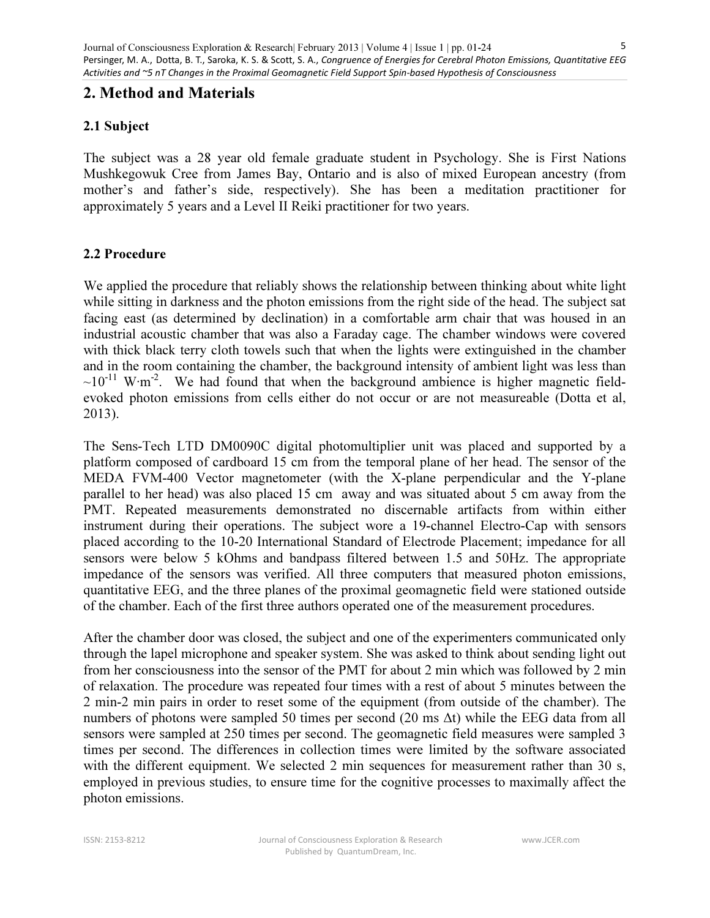## 2. Method and Materials

### 2.1 Subject

The subject was a 28 year old female graduate student in Psychology. She is First Nations Mushkegowuk Cree from James Bay, Ontario and is also of mixed European ancestry (from mother's and father's side, respectively). She has been a meditation practitioner for approximately 5 years and a Level II Reiki practitioner for two years.

### 2.2 Procedure

We applied the procedure that reliably shows the relationship between thinking about white light while sitting in darkness and the photon emissions from the right side of the head. The subject sat facing east (as determined by declination) in a comfortable arm chair that was housed in an industrial acoustic chamber that was also a Faraday cage. The chamber windows were covered with thick black terry cloth towels such that when the lights were extinguished in the chamber and in the room containing the chamber, the background intensity of ambient light was less than $\sim 10^{-11}$ $W \cdot m^{-2}$. We had found that when the background ambience is higher magnetic field-evoked photon emissions from cells either do not occur or are not measureable (Dotta et al, 2013).

The Sens-Tech LTD DM0090C digital photomultiplier unit was placed and supported by a platform composed of cardboard 15 cm from the temporal plane of her head. The sensor of the MEDA FVM-400 Vector magnetometer (with the X-plane perpendicular and the Y-plane parallel to her head) was also placed 15 cm away and was situated about 5 cm away from the PMT. Repeated measurements demonstrated no discernable artifacts from within either instrument during their operations. The subject wore a 19-channel Electro-Cap with sensors placed according to the 10-20 International Standard of Electrode Placement; impedance for all sensors were below 5 kOhms and bandpass filtered between 1.5 and 50Hz. The appropriate impedance of the sensors was verified. All three computers that measured photon emissions, quantitative EEG, and the three planes of the proximal geomagnetic field were stationed outside of the chamber. Each of the first three authors operated one of the measurement procedures.

After the chamber door was closed, the subject and one of the experimenters communicated only through the lapel microphone and speaker system. She was asked to think about sending light out from her consciousness into the sensor of the PMT for about 2 min which was followed by 2 min of relaxation. The procedure was repeated four times with a rest of about 5 minutes between the 2 min-2 min pairs in order to reset some of the equipment (from outside of the chamber). The numbers of photons were sampled 50 times per second (20 ms $\Delta t$) while the EEG data from all sensors were sampled at 250 times per second. The geomagnetic field measures were sampled 3 times per second. The differences in collection times were limited by the software associated with the different equipment. We selected 2 min sequences for measurement rather than 30 s, employed in previous studies, to ensure time for the cognitive processes to maximally affect the photon emissions.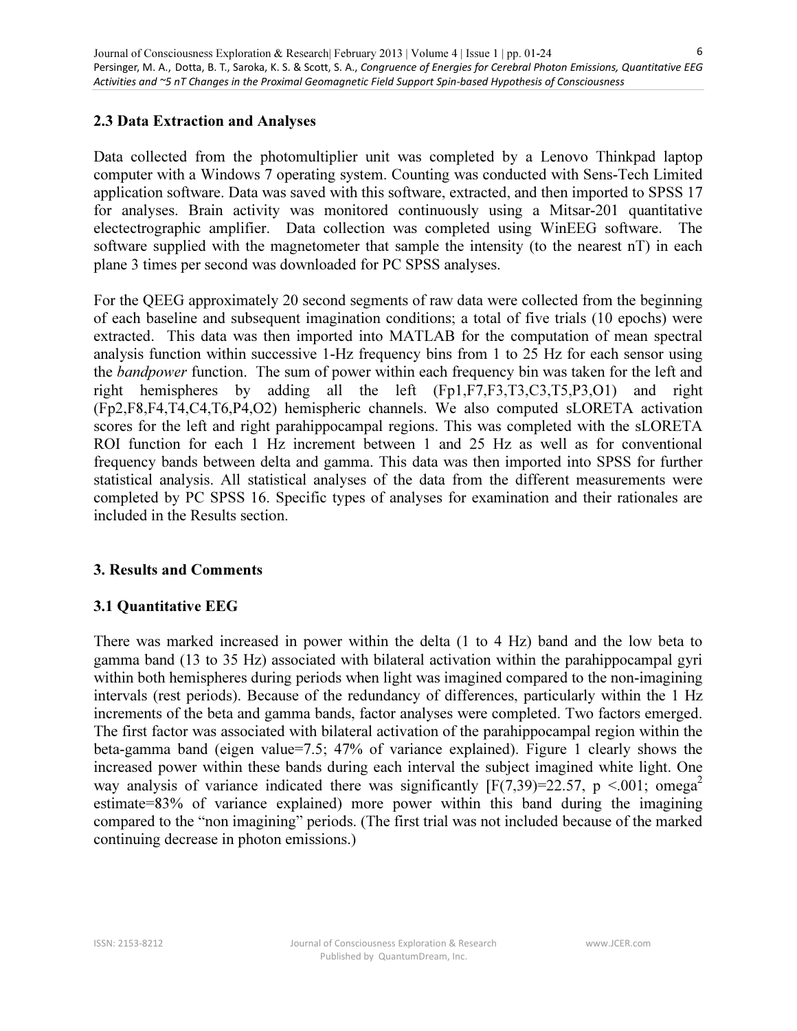### 2.3 Data Extraction and Analyses

Data collected from the photomultiplier unit was completed by a Lenovo Thinkpad laptop computer with a Windows 7 operating system. Counting was conducted with Sens-Tech Limited application software. Data was saved with this software, extracted, and then imported to SPSS 17 for analyses. Brain activity was monitored continuously using a Mitsar-201 quantitative electectrographic amplifier. Data collection was completed using WinEEG software. The software supplied with the magnetometer that sample the intensity (to the nearest nT) in each plane 3 times per second was downloaded for PC SPSS analyses.

For the QEEG approximately 20 second segments of raw data were collected from the beginning of each baseline and subsequent imagination conditions; a total of five trials (10 epochs) were extracted. This data was then imported into MATLAB for the computation of mean spectral analysis function within successive 1-Hz frequency bins from 1 to 25 Hz for each sensor using the *bandpower* function. The sum of power within each frequency bin was taken for the left and right hemispheres by adding all the left (Fp1,F7,F3,T3,C3,T5,P3,O1) and right (Fp2,F8,F4,T4,C4,T6,P4,O2) hemispheric channels. We also computed sLORETA activation scores for the left and right parahippocampal regions. This was completed with the sLORETA ROI function for each 1 Hz increment between 1 and 25 Hz as well as for conventional frequency bands between delta and gamma. This data was then imported into SPSS for further statistical analysis. All statistical analyses of the data from the different measurements were completed by PC SPSS 16. Specific types of analyses for examination and their rationales are included in the Results section.

## 3. Results and Comments

### 3.1 Quantitative EEG

There was marked increased in power within the delta (1 to 4 Hz) band and the low beta to gamma band (13 to 35 Hz) associated with bilateral activation within the parahippocampal gyri within both hemispheres during periods when light was imagined compared to the non-imagining intervals (rest periods). Because of the redundancy of differences, particularly within the 1 Hz increments of the beta and gamma bands, factor analyses were completed. Two factors emerged. The first factor was associated with bilateral activation of the parahippocampal region within the beta-gamma band (eigen value=7.5; 47% of variance explained). Figure 1 clearly shows the increased power within these bands during each interval the subject imagined white light. One way analysis of variance indicated there was significantly [$F(7,39)=22.57$, $p < .001$; omega$^2$ estimate=83% of variance explained) more power within this band during the imagining compared to the "non imagining" periods. (The first trial was not included because of the marked continuing decrease in photon emissions.)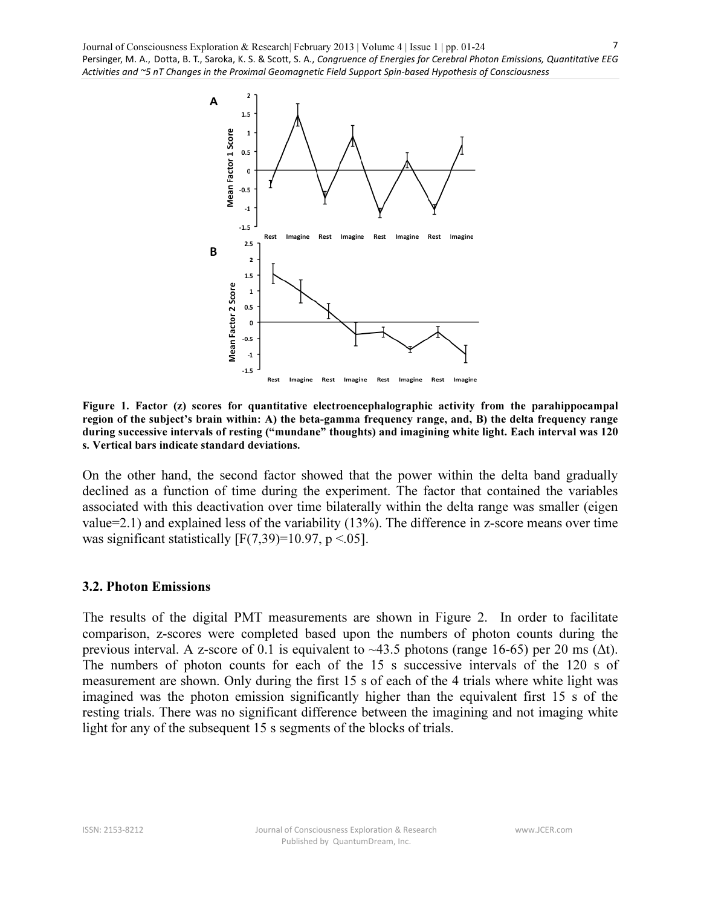**Figure 1. Factor (z) scores for quantitative electroencephalographic activity from the parahippocampal region of the subject's brain within: A) the beta-gamma frequency range, and, B) the delta frequency range during successive intervals of resting ("mundane" thoughts) and imagining white light. Each interval was 120 s. Vertical bars indicate standard deviations.**

On the other hand, the second factor showed that the power within the delta band gradually declined as a function of time during the experiment. The factor that contained the variables associated with this deactivation over time bilaterally within the delta range was smaller (eigen value=2.1) and explained less of the variability (13%). The difference in z-score means over time was significant statistically [$F(7,39)=10.97$, $p < .05$].

### 3.2. Photon Emissions

The results of the digital PMT measurements are shown in Figure 2. In order to facilitate comparison, z-scores were completed based upon the numbers of photon counts during the previous interval. A z-score of 0.1 is equivalent to ~43.5 photons (range 16-65) per 20 ms ($\Delta t$). The numbers of photon counts for each of the 15 s successive intervals of the 120 s of measurement are shown. Only during the first 15 s of each of the 4 trials where white light was imagined was the photon emission significantly higher than the equivalent first 15 s of the resting trials. There was no significant difference between the imagining and not imaging white light for any of the subsequent 15 s segments of the blocks of trials.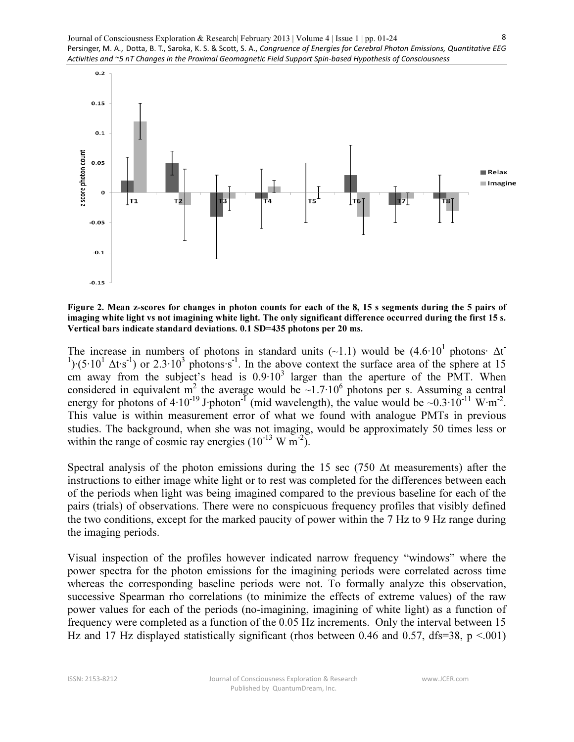**Figure 2. Mean z-scores for changes in photon counts for each of the 8, 15 s segments during the 5 pairs of imaging white light vs not imagining white light. The only significant difference occurred during the first 15 s. Vertical bars indicate standard deviations. 0.1 SD=435 photons per 20 ms.**

The increase in numbers of photons in standard units (~1.1) would be $(4.6{\cdot}10^{1}$ photons$\cdot$ $\Delta t^{-1})\cdot(5{\cdot}10^{1}$ $\Delta t{\cdot}s^{-1})$ or $2.3{\cdot}10^{3}$ photons$\cdot s^{-1}$. In the above context the surface area of the sphere at 15 cm away from the subject's head is $0.9{\cdot}10^{3}$ larger than the aperture of the PMT. When considered in equivalent $m^2$ the average would be $\sim 1.7{\cdot}10^{6}$ photons per s. Assuming a central energy for photons of $4{\cdot}10^{-19}$ J$\cdot$photon$^{-1}$ (mid wavelength), the value would be $\sim 0.3{\cdot}10^{-11}$ W$\cdot$m$^{-2}$. This value is within measurement error of what we found with analogue PMTs in previous studies. The background, when she was not imaging, would be approximately 50 times less or within the range of cosmic ray energies ($10^{-13}$ W m$^{-2}$).

Spectral analysis of the photon emissions during the 15 sec (750 $\Delta t$ measurements) after the instructions to either image white light or to rest was completed for the differences between each of the periods when light was being imagined compared to the previous baseline for each of the pairs (trials) of observations. There were no conspicuous frequency profiles that visibly defined the two conditions, except for the marked paucity of power within the 7 Hz to 9 Hz range during the imaging periods.

Visual inspection of the profiles however indicated narrow frequency "windows" where the power spectra for the photon emissions for the imagining periods were correlated across time whereas the corresponding baseline periods were not. To formally analyze this observation, successive Spearman rho correlations (to minimize the effects of extreme values) of the raw power values for each of the periods (no-imagining, imagining of white light) as a function of frequency were completed as a function of the 0.05 Hz increments. Only the interval between 15 Hz and 17 Hz displayed statistically significant (rhos between 0.46 and 0.57, dfs=38, $p < .001$)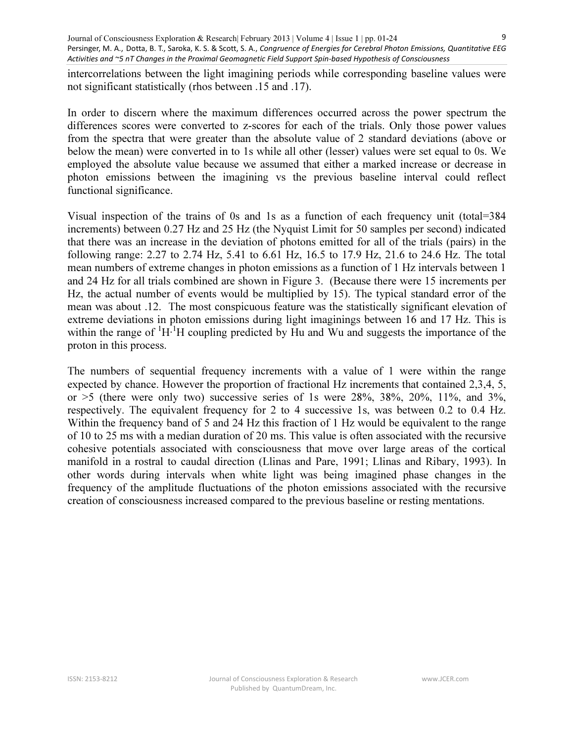intercorrelations between the light imagining periods while corresponding baseline values were not significant statistically (rhos between .15 and .17).

In order to discern where the maximum differences occurred across the power spectrum the differences scores were converted to z-scores for each of the trials. Only those power values from the spectra that were greater than the absolute value of 2 standard deviations (above or below the mean) were converted in to 1s while all other (lesser) values were set equal to 0s. We employed the absolute value because we assumed that either a marked increase or decrease in photon emissions between the imagining vs the previous baseline interval could reflect functional significance.

Visual inspection of the trains of 0s and 1s as a function of each frequency unit (total=384 increments) between 0.27 Hz and 25 Hz (the Nyquist Limit for 50 samples per second) indicated that there was an increase in the deviation of photons emitted for all of the trials (pairs) in the following range: 2.27 to 2.74 Hz, 5.41 to 6.61 Hz, 16.5 to 17.9 Hz, 21.6 to 24.6 Hz. The total mean numbers of extreme changes in photon emissions as a function of 1 Hz intervals between 1 and 24 Hz for all trials combined are shown in Figure 3. (Because there were 15 increments per Hz, the actual number of events would be multiplied by 15). The typical standard error of the mean was about .12. The most conspicuous feature was the statistically significant elevation of extreme deviations in photon emissions during light imaginings between 16 and 17 Hz. This is within the range of $^{1}H{\cdot}^{1}H$ coupling predicted by Hu and Wu and suggests the importance of the proton in this process.

The numbers of sequential frequency increments with a value of 1 were within the range expected by chance. However the proportion of fractional Hz increments that contained 2,3,4, 5, or >5 (there were only two) successive series of 1s were 28%, 38%, 20%, 11%, and 3%, respectively. The equivalent frequency for 2 to 4 successive 1s, was between 0.2 to 0.4 Hz. Within the frequency band of 5 and 24 Hz this fraction of 1 Hz would be equivalent to the range of 10 to 25 ms with a median duration of 20 ms. This value is often associated with the recursive cohesive potentials associated with consciousness that move over large areas of the cortical manifold in a rostral to caudal direction (Llinas and Pare, 1991; Llinas and Ribary, 1993). In other words during intervals when white light was being imagined phase changes in the frequency of the amplitude fluctuations of the photon emissions associated with the recursive creation of consciousness increased compared to the previous baseline or resting mentations.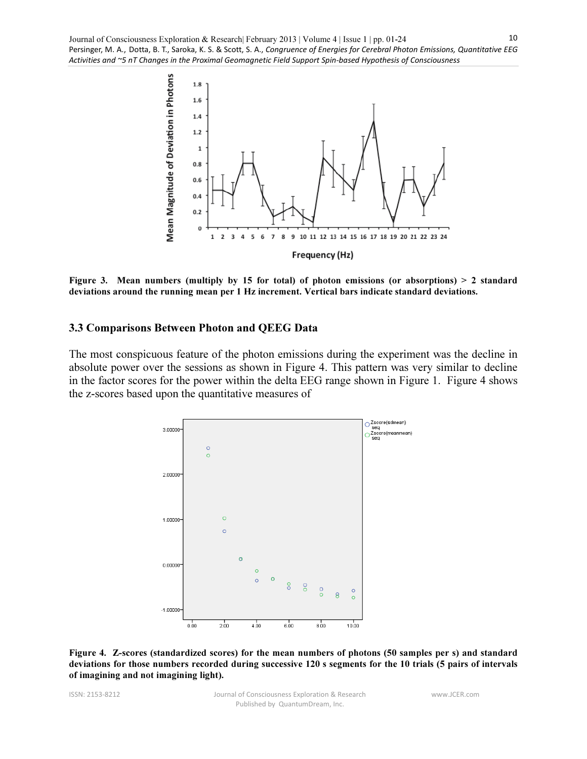**Figure 3. Mean numbers (multiply by 15 for total) of photon emissions (or absorptions) > 2 standard deviations around the running mean per 1 Hz increment. Vertical bars indicate standard deviations.**

### 3.3 Comparisons Between Photon and QEEG Data

The most conspicuous feature of the photon emissions during the experiment was the decline in absolute power over the sessions as shown in Figure 4. This pattern was very similar to decline in the factor scores for the power within the delta EEG range shown in Figure 1. Figure 4 shows the z-scores based upon the quantitative measures of

**Figure 4. Z-scores (standardized scores) for the mean numbers of photons (50 samples per s) and standard deviations for those numbers recorded during successive 120 s segments for the 10 trials (5 pairs of intervals of imagining and not imagining light).**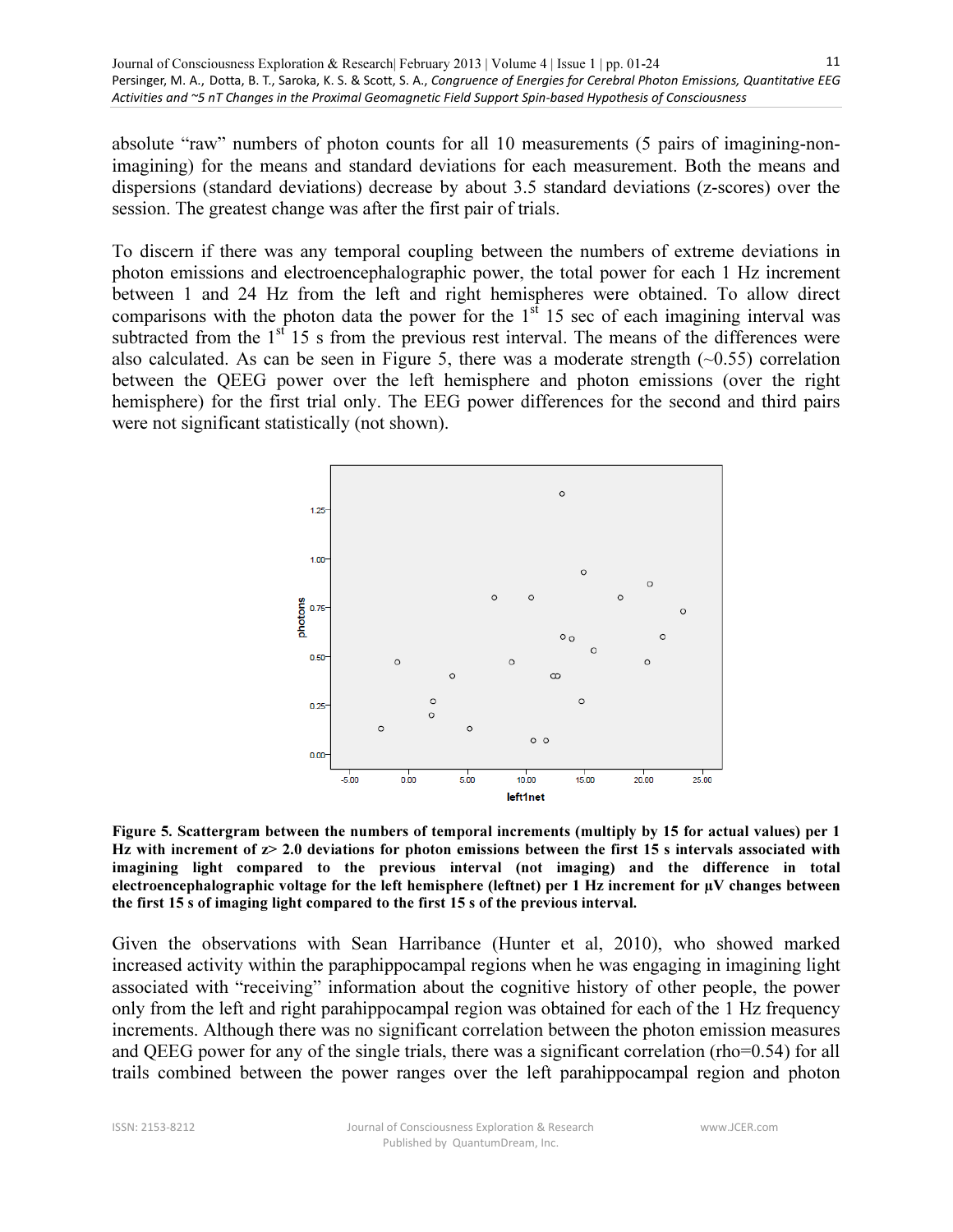absolute "raw" numbers of photon counts for all 10 measurements (5 pairs of imagining-non-imagining) for the means and standard deviations for each measurement. Both the means and dispersions (standard deviations) decrease by about 3.5 standard deviations (z-scores) over the session. The greatest change was after the first pair of trials.

To discern if there was any temporal coupling between the numbers of extreme deviations in photon emissions and electroencephalographic power, the total power for each 1 Hz increment between 1 and 24 Hz from the left and right hemispheres were obtained. To allow direct comparisons with the photon data the power for the 1st 15 sec of each imagining interval was subtracted from the 1st 15 s from the previous rest interval. The means of the differences were also calculated. As can be seen in Figure 5, there was a moderate strength (~0.55) correlation between the QEEG power over the left hemisphere and photon emissions (over the right hemisphere) for the first trial only. The EEG power differences for the second and third pairs were not significant statistically (not shown).

**Figure 5. Scattergram between the numbers of temporal increments (multiply by 15 for actual values) per 1 Hz with increment of z> 2.0 deviations for photon emissions between the first 15 s intervals associated with imagining light compared to the previous interval (not imaging) and the difference in total electroencephalographic voltage for the left hemisphere (leftnet) per 1 Hz increment for µV changes between the first 15 s of imaging light compared to the first 15 s of the previous interval.**

Given the observations with Sean Harribance (Hunter et al, 2010), who showed marked increased activity within the paraphippocampal regions when he was engaging in imagining light associated with "receiving" information about the cognitive history of other people, the power only from the left and right parahippocampal region was obtained for each of the 1 Hz frequency increments. Although there was no significant correlation between the photon emission measures and QEEG power for any of the single trials, there was a significant correlation (rho=0.54) for all trails combined between the power ranges over the left parahippocampal region and photon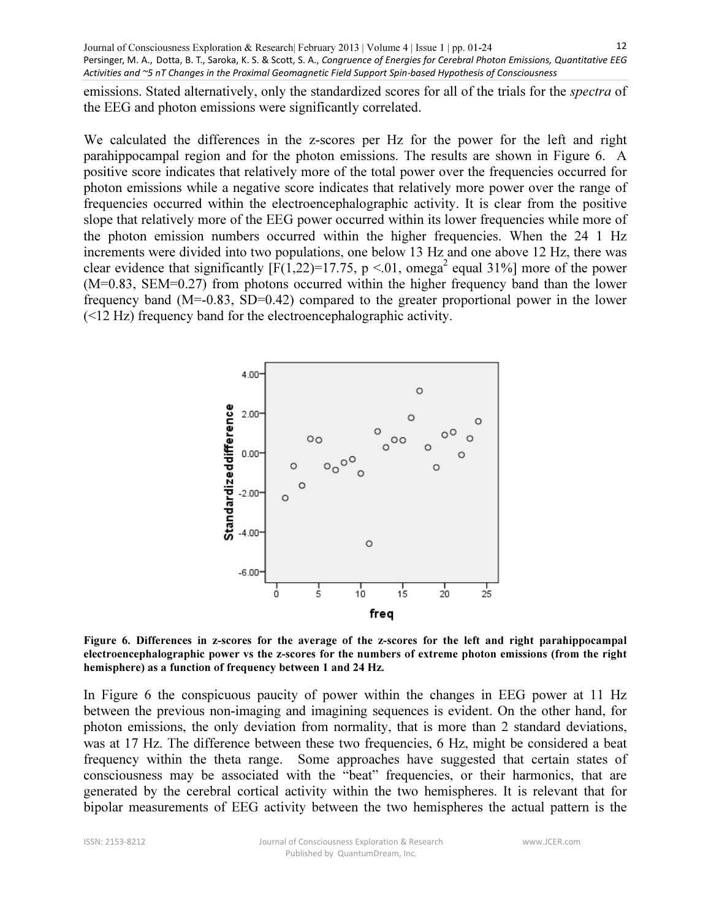emissions. Stated alternatively, only the standardized scores for all of the trials for the *spectra* of the EEG and photon emissions were significantly correlated.

We calculated the differences in the z-scores per Hz for the power for the left and right parahippocampal region and for the photon emissions. The results are shown in Figure 6. A positive score indicates that relatively more of the total power over the frequencies occurred for photon emissions while a negative score indicates that relatively more power over the range of frequencies occurred within the electroencephalographic activity. It is clear from the positive slope that relatively more of the EEG power occurred within its lower frequencies while more of the photon emission numbers occurred within the higher frequencies. When the 24 1 Hz increments were divided into two populations, one below 13 Hz and one above 12 Hz, there was clear evidence that significantly [$F(1,22)=17.75$, $p < .01$, omega$^2$ equal 31%] more of the power (M=0.83, SEM=0.27) from photons occurred within the higher frequency band than the lower frequency band (M=-0.83, SD=0.42) compared to the greater proportional power in the lower (<12 Hz) frequency band for the electroencephalographic activity.

**Figure 6. Differences in z-scores for the average of the z-scores for the left and right parahippocampal electroencephalographic power vs the z-scores for the numbers of extreme photon emissions (from the right hemisphere) as a function of frequency between 1 and 24 Hz.**

In Figure 6 the conspicuous paucity of power within the changes in EEG power at 11 Hz between the previous non-imaging and imagining sequences is evident. On the other hand, for photon emissions, the only deviation from normality, that is more than 2 standard deviations, was at 17 Hz. The difference between these two frequencies, 6 Hz, might be considered a beat frequency within the theta range. Some approaches have suggested that certain states of consciousness may be associated with the "beat" frequencies, or their harmonics, that are generated by the cerebral cortical activity within the two hemispheres. It is relevant that for bipolar measurements of EEG activity between the two hemispheres the actual pattern is the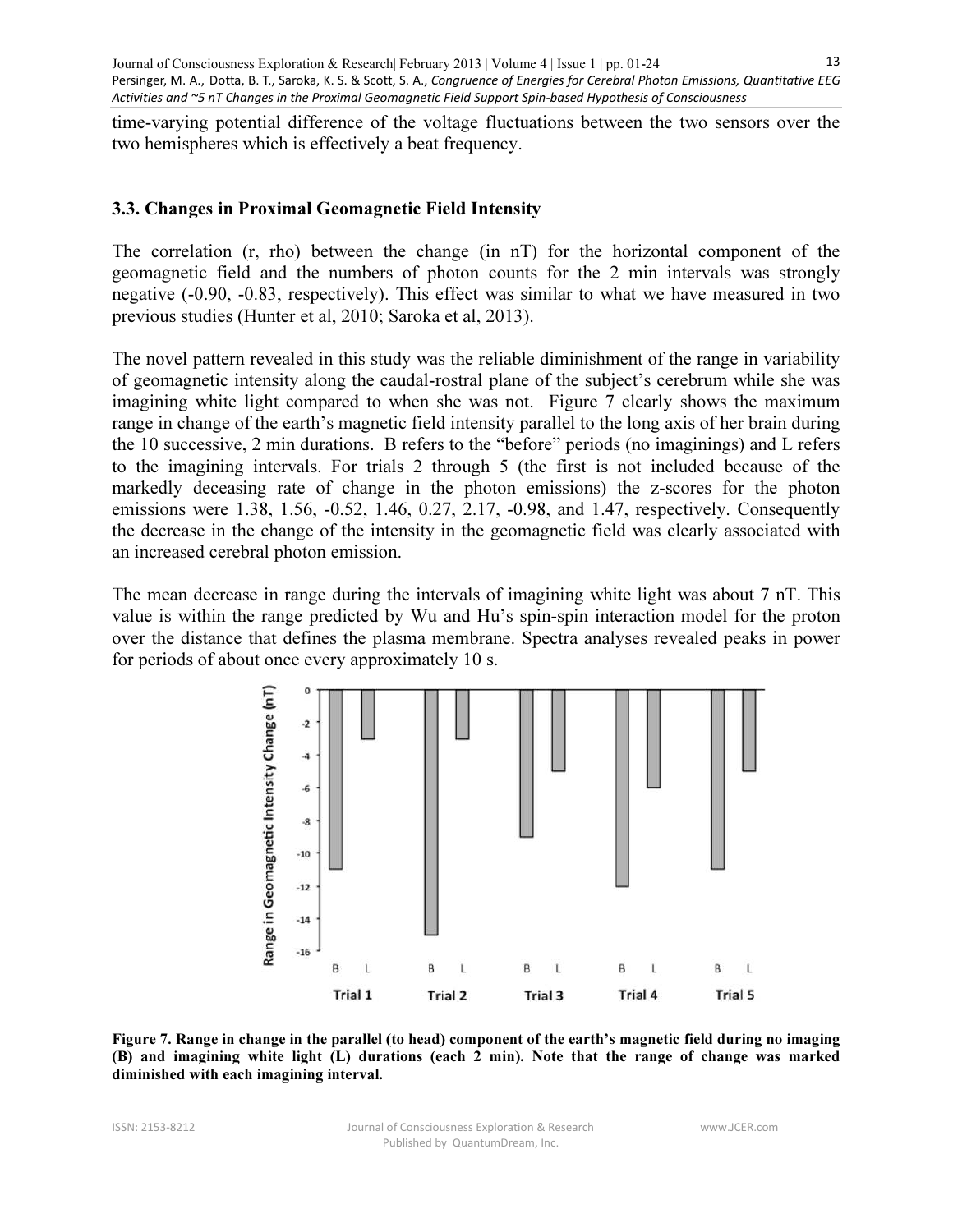time-varying potential difference of the voltage fluctuations between the two sensors over the two hemispheres which is effectively a beat frequency.

### 3.3. Changes in Proximal Geomagnetic Field Intensity

The correlation (r, rho) between the change (in nT) for the horizontal component of the geomagnetic field and the numbers of photon counts for the 2 min intervals was strongly negative (-0.90, -0.83, respectively). This effect was similar to what we have measured in two previous studies (Hunter et al, 2010; Saroka et al, 2013).

The novel pattern revealed in this study was the reliable diminishment of the range in variability of geomagnetic intensity along the caudal-rostral plane of the subject's cerebrum while she was imagining white light compared to when she was not. Figure 7 clearly shows the maximum range in change of the earth's magnetic field intensity parallel to the long axis of her brain during the 10 successive, 2 min durations. B refers to the "before" periods (no imaginings) and L refers to the imagining intervals. For trials 2 through 5 (the first is not included because of the markedly deceasing rate of change in the photon emissions) the z-scores for the photon emissions were 1.38, 1.56, -0.52, 1.46, 0.27, 2.17, -0.98, and 1.47, respectively. Consequently the decrease in the change of the intensity in the geomagnetic field was clearly associated with an increased cerebral photon emission.

The mean decrease in range during the intervals of imagining white light was about 7 nT. This value is within the range predicted by Wu and Hu's spin-spin interaction model for the proton over the distance that defines the plasma membrane. Spectra analyses revealed peaks in power for periods of about once every approximately 10 s.

**Figure 7. Range in change in the parallel (to head) component of the earth's magnetic field during no imaging (B) and imagining white light (L) durations (each 2 min). Note that the range of change was marked diminished with each imagining interval.**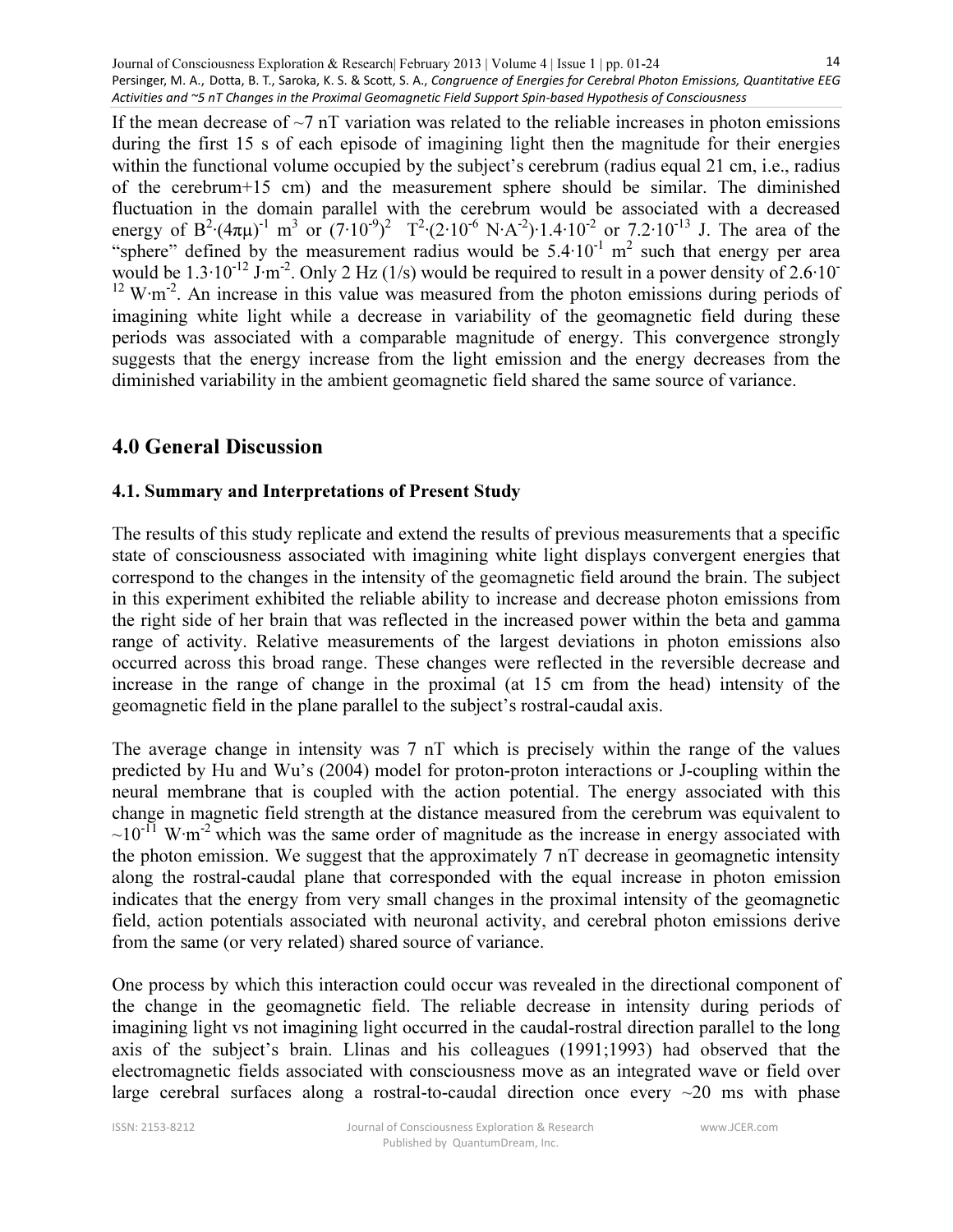If the mean decrease of ~7 nT variation was related to the reliable increases in photon emissions during the first 15 s of each episode of imagining light then the magnitude for their energies within the functional volume occupied by the subject's cerebrum (radius equal 21 cm, i.e., radius of the cerebrum+15 cm) and the measurement sphere should be similar. The diminished fluctuation in the domain parallel with the cerebrum would be associated with a decreased energy of $B^2 \cdot (4\pi\mu)^{-1}$ $m^3$ or $(7 \cdot 10^{-9})^2$ $T^2 \cdot (2 \cdot 10^{-6}$ $N \cdot A^{-2}) \cdot 1.4 \cdot 10^{-2}$ or $7.2 \cdot 10^{-13}$ J. The area of the "sphere" defined by the measurement radius would be $5.4 \cdot 10^{-1}$ $m^2$ such that energy per area would be $1.3 \cdot 10^{-12}$ $J \cdot m^{-2}$. Only 2 Hz (1/s) would be required to result in a power density of $2.6 \cdot 10^{-12}$ $W \cdot m^{-2}$. An increase in this value was measured from the photon emissions during periods of imagining white light while a decrease in variability of the geomagnetic field during these periods was associated with a comparable magnitude of energy. This convergence strongly suggests that the energy increase from the light emission and the energy decreases from the diminished variability in the ambient geomagnetic field shared the same source of variance.

## 4.0 General Discussion

### 4.1. Summary and Interpretations of Present Study

The results of this study replicate and extend the results of previous measurements that a specific state of consciousness associated with imagining white light displays convergent energies that correspond to the changes in the intensity of the geomagnetic field around the brain. The subject in this experiment exhibited the reliable ability to increase and decrease photon emissions from the right side of her brain that was reflected in the increased power within the beta and gamma range of activity. Relative measurements of the largest deviations in photon emissions also occurred across this broad range. These changes were reflected in the reversible decrease and increase in the range of change in the proximal (at 15 cm from the head) intensity of the geomagnetic field in the plane parallel to the subject's rostral-caudal axis.

The average change in intensity was 7 nT which is precisely within the range of the values predicted by Hu and Wu's (2004) model for proton-proton interactions or J-coupling within the neural membrane that is coupled with the action potential. The energy associated with this change in magnetic field strength at the distance measured from the cerebrum was equivalent to $\sim 10^{-11}$ $W \cdot m^{-2}$ which was the same order of magnitude as the increase in energy associated with the photon emission. We suggest that the approximately 7 nT decrease in geomagnetic intensity along the rostral-caudal plane that corresponded with the equal increase in photon emission indicates that the energy from very small changes in the proximal intensity of the geomagnetic field, action potentials associated with neuronal activity, and cerebral photon emissions derive from the same (or very related) shared source of variance.

One process by which this interaction could occur was revealed in the directional component of the change in the geomagnetic field. The reliable decrease in intensity during periods of imagining light vs not imagining light occurred in the caudal-rostral direction parallel to the long axis of the subject's brain. Llinas and his colleagues (1991;1993) had observed that the electromagnetic fields associated with consciousness move as an integrated wave or field over large cerebral surfaces along a rostral-to-caudal direction once every ~20 ms with phase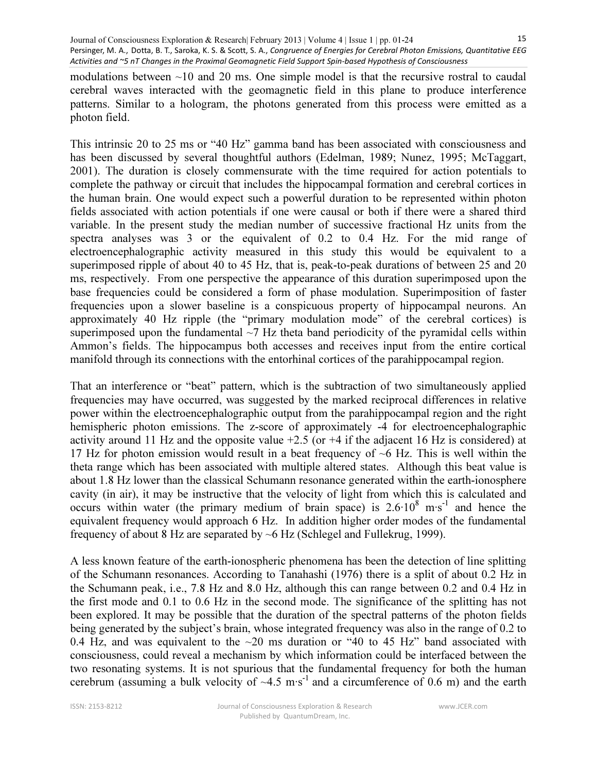modulations between ~10 and 20 ms. One simple model is that the recursive rostral to caudal cerebral waves interacted with the geomagnetic field in this plane to produce interference patterns. Similar to a hologram, the photons generated from this process were emitted as a photon field.

This intrinsic 20 to 25 ms or "40 Hz" gamma band has been associated with consciousness and has been discussed by several thoughtful authors (Edelman, 1989; Nunez, 1995; McTaggart, 2001). The duration is closely commensurate with the time required for action potentials to complete the pathway or circuit that includes the hippocampal formation and cerebral cortices in the human brain. One would expect such a powerful duration to be represented within photon fields associated with action potentials if one were causal or both if there were a shared third variable. In the present study the median number of successive fractional Hz units from the spectra analyses was 3 or the equivalent of 0.2 to 0.4 Hz. For the mid range of electroencephalographic activity measured in this study this would be equivalent to a superimposed ripple of about 40 to 45 Hz, that is, peak-to-peak durations of between 25 and 20 ms, respectively. From one perspective the appearance of this duration superimposed upon the base frequencies could be considered a form of phase modulation. Superimposition of faster frequencies upon a slower baseline is a conspicuous property of hippocampal neurons. An approximately 40 Hz ripple (the "primary modulation mode" of the cerebral cortices) is superimposed upon the fundamental ~7 Hz theta band periodicity of the pyramidal cells within Ammon's fields. The hippocampus both accesses and receives input from the entire cortical manifold through its connections with the entorhinal cortices of the parahippocampal region.

That an interference or "beat" pattern, which is the subtraction of two simultaneously applied frequencies may have occurred, was suggested by the marked reciprocal differences in relative power within the electroencephalographic output from the parahippocampal region and the right hemispheric photon emissions. The z-score of approximately -4 for electroencephalographic activity around 11 Hz and the opposite value +2.5 (or +4 if the adjacent 16 Hz is considered) at 17 Hz for photon emission would result in a beat frequency of ~6 Hz. This is well within the theta range which has been associated with multiple altered states. Although this beat value is about 1.8 Hz lower than the classical Schumann resonance generated within the earth-ionosphere cavity (in air), it may be instructive that the velocity of light from which this is calculated and occurs within water (the primary medium of brain space) is $2.6 \cdot 10^{8}$ $m \cdot s^{-1}$ and hence the equivalent frequency would approach 6 Hz. In addition higher order modes of the fundamental frequency of about 8 Hz are separated by ~6 Hz (Schlegel and Fullekrug, 1999).

A less known feature of the earth-ionospheric phenomena has been the detection of line splitting of the Schumann resonances. According to Tanahashi (1976) there is a split of about 0.2 Hz in the Schumann peak, i.e., 7.8 Hz and 8.0 Hz, although this can range between 0.2 and 0.4 Hz in the first mode and 0.1 to 0.6 Hz in the second mode. The significance of the splitting has not been explored. It may be possible that the duration of the spectral patterns of the photon fields being generated by the subject's brain, whose integrated frequency was also in the range of 0.2 to 0.4 Hz, and was equivalent to the ~20 ms duration or "40 to 45 Hz" band associated with consciousness, could reveal a mechanism by which information could be interfaced between the two resonating systems. It is not spurious that the fundamental frequency for both the human cerebrum (assuming a bulk velocity of ~4.5 $m \cdot s^{-1}$ and a circumference of 0.6 m) and the earth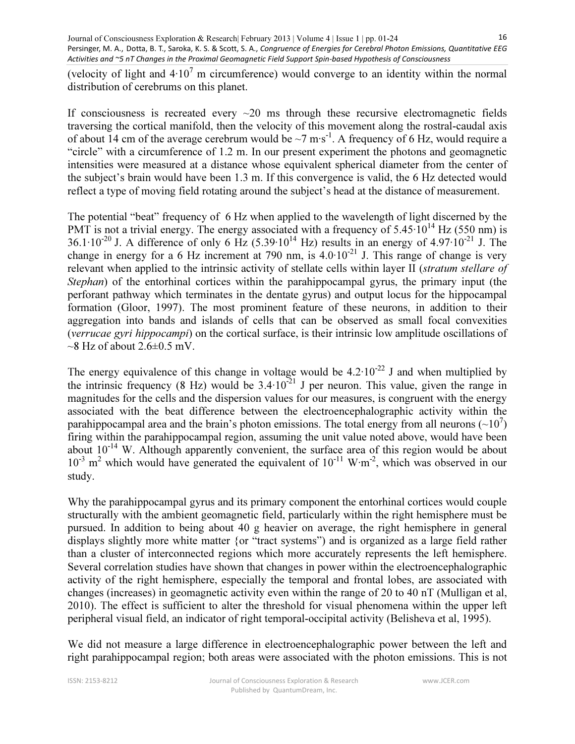(velocity of light and $4 \cdot 10^7$ m circumference) would converge to an identity within the normal distribution of cerebrums on this planet.

If consciousness is recreated every ~20 ms through these recursive electromagnetic fields traversing the cortical manifold, then the velocity of this movement along the rostral-caudal axis of about 14 cm of the average cerebrum would be ~7 $m \cdot s^{-1}$. A frequency of 6 Hz, would require a "circle" with a circumference of 1.2 m. In our present experiment the photons and geomagnetic intensities were measured at a distance whose equivalent spherical diameter from the center of the subject's brain would have been 1.3 m. If this convergence is valid, the 6 Hz detected would reflect a type of moving field rotating around the subject's head at the distance of measurement.

The potential "beat" frequency of 6 Hz when applied to the wavelength of light discerned by the PMT is not a trivial energy. The energy associated with a frequency of $5.45 \cdot 10^{14}$ Hz (550 nm) is $36.1 \cdot 10^{-20}$ J. A difference of only 6 Hz ($5.39 \cdot 10^{14}$ Hz) results in an energy of $4.97 \cdot 10^{-21}$ J. The change in energy for a 6 Hz increment at 790 nm, is $4.0 \cdot 10^{-21}$ J. This range of change is very relevant when applied to the intrinsic activity of stellate cells within layer II (*stratum stellare of Stephan*) of the entorhinal cortices within the parahippocampal gyrus, the primary input (the perforant pathway which terminates in the dentate gyrus) and output locus for the hippocampal formation (Gloor, 1997). The most prominent feature of these neurons, in addition to their aggregation into bands and islands of cells that can be observed as small focal convexities (*verrucae gyri hippocampi*) on the cortical surface, is their intrinsic low amplitude oscillations of ~8 Hz of about 2.6±0.5 mV.

The energy equivalence of this change in voltage would be $4.2 \cdot 10^{-22}$ J and when multiplied by the intrinsic frequency (8 Hz) would be $3.4 \cdot 10^{-21}$ J per neuron. This value, given the range in magnitudes for the cells and the dispersion values for our measures, is congruent with the energy associated with the beat difference between the electroencephalographic activity within the parahippocampal area and the brain's photon emissions. The total energy from all neurons (~$10^7$) firing within the parahippocampal region, assuming the unit value noted above, would have been about $10^{-14}$ W. Although apparently convenient, the surface area of this region would be about $10^{-3}$ $m^2$ which would have generated the equivalent of $10^{-11}$ $W \cdot m^{-2}$, which was observed in our study.

Why the parahippocampal gyrus and its primary component the entorhinal cortices would couple structurally with the ambient geomagnetic field, particularly within the right hemisphere must be pursued. In addition to being about 40 g heavier on average, the right hemisphere in general displays slightly more white matter {or "tract systems") and is organized as a large field rather than a cluster of interconnected regions which more accurately represents the left hemisphere. Several correlation studies have shown that changes in power within the electroencephalographic activity of the right hemisphere, especially the temporal and frontal lobes, are associated with changes (increases) in geomagnetic activity even within the range of 20 to 40 nT (Mulligan et al, 2010). The effect is sufficient to alter the threshold for visual phenomena within the upper left peripheral visual field, an indicator of right temporal-occipital activity (Belisheva et al, 1995).

We did not measure a large difference in electroencephalographic power between the left and right parahippocampal region; both areas were associated with the photon emissions. This is not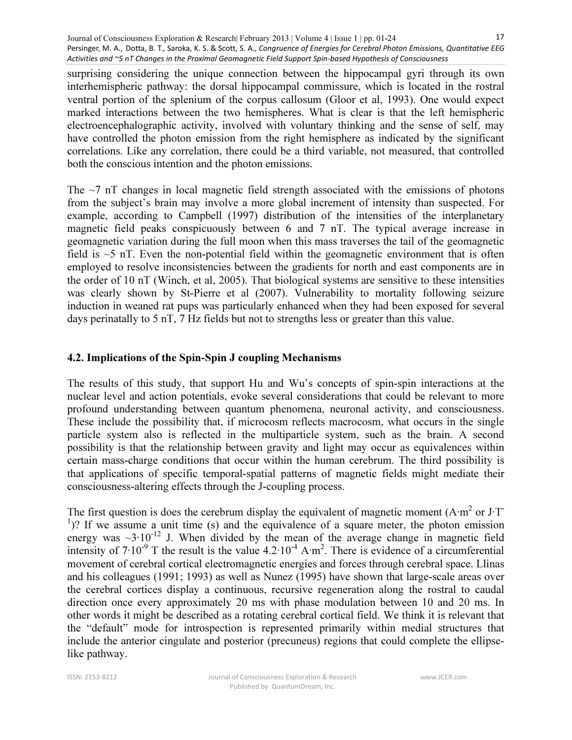surprising considering the unique connection between the hippocampal gyri through its own interhemispheric pathway: the dorsal hippocampal commissure, which is located in the rostral ventral portion of the splenium of the corpus callosum (Gloor et al, 1993). One would expect marked interactions between the two hemispheres. What is clear is that the left hemispheric electroencephalographic activity, involved with voluntary thinking and the sense of self, may have controlled the photon emission from the right hemisphere as indicated by the significant correlations. Like any correlation, there could be a third variable, not measured, that controlled both the conscious intention and the photon emissions.

The ~7 nT changes in local magnetic field strength associated with the emissions of photons from the subject's brain may involve a more global increment of intensity than suspected. For example, according to Campbell (1997) distribution of the intensities of the interplanetary magnetic field peaks conspicuously between 6 and 7 nT. The typical average increase in geomagnetic variation during the full moon when this mass traverses the tail of the geomagnetic field is ~5 nT. Even the non-potential field within the geomagnetic environment that is often employed to resolve inconsistencies between the gradients for north and east components are in the order of 10 nT (Winch, et al, 2005). That biological systems are sensitive to these intensities was clearly shown by St-Pierre et al (2007). Vulnerability to mortality following seizure induction in weaned rat pups was particularly enhanced when they had been exposed for several days perinatally to 5 nT, 7 Hz fields but not to strengths less or greater than this value.

## 4.2. Implications of the Spin-Spin J coupling Mechanisms

The results of this study, that support Hu and Wu's concepts of spin-spin interactions at the nuclear level and action potentials, evoke several considerations that could be relevant to more profound understanding between quantum phenomena, neuronal activity, and consciousness. These include the possibility that, if microcosm reflects macrocosm, what occurs in the single particle system also is reflected in the multiparticle system, such as the brain. A second possibility is that the relationship between gravity and light may occur as equivalences within certain mass-charge conditions that occur within the human cerebrum. The third possibility is that applications of specific temporal-spatial patterns of magnetic fields might mediate their consciousness-altering effects through the J-coupling process.

The first question is does the cerebrum display the equivalent of magnetic moment ($A \cdot m^2$ or $J \cdot T^{-1}$)? If we assume a unit time (s) and the equivalence of a square meter, the photon emission energy was $\sim 3 \cdot 10^{-12}$ J. When divided by the mean of the average change in magnetic field intensity of $7 \cdot 10^{-9}$ T the result is the value $4.2 \cdot 10^{-4}$ $A \cdot m^2$. There is evidence of a circumferential movement of cerebral cortical electromagnetic energies and forces through cerebral space. Llinas and his colleagues (1991; 1993) as well as Nunez (1995) have shown that large-scale areas over the cerebral cortices display a continuous, recursive regeneration along the rostral to caudal direction once every approximately 20 ms with phase modulation between 10 and 20 ms. In other words it might be described as a rotating cerebral cortical field. We think it is relevant that the "default" mode for introspection is represented primarily within medial structures that include the anterior cingulate and posterior (precuneus) regions that could complete the ellipse-like pathway.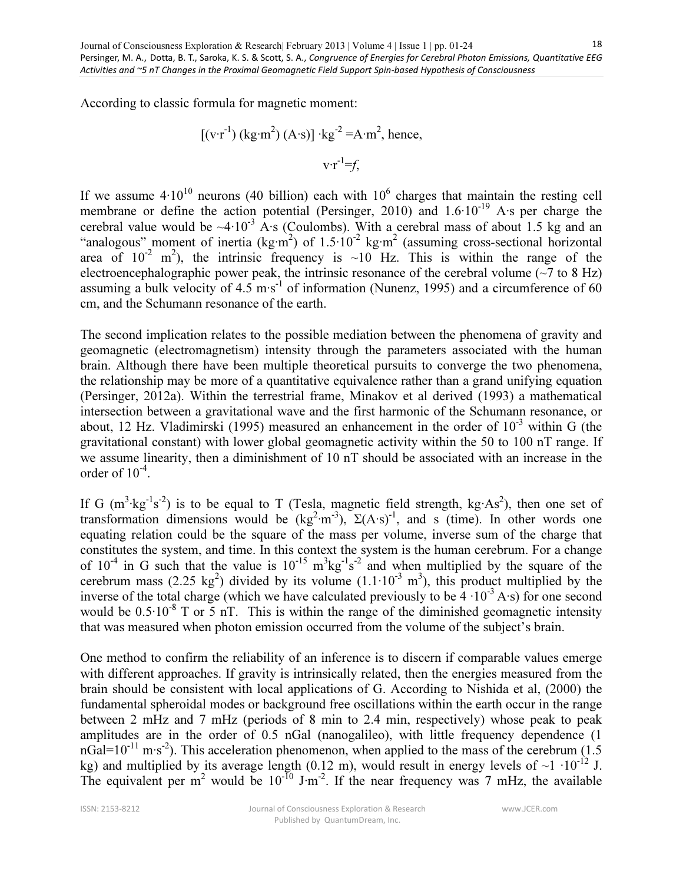According to classic formula for magnetic moment:

$$[(v \cdot r^{-1}) (kg \cdot m^2) (A \cdot s)] \cdot kg^{-2} = A \cdot m^2, \text{ hence,}$$

$$v \cdot r^{-1} = f,$$

If we assume $4 \cdot 10^{10}$ neurons (40 billion) each with $10^6$ charges that maintain the resting cell membrane or define the action potential (Persinger, 2010) and $1.6 \cdot 10^{-19}$ A·s per charge the cerebral value would be $\sim 4 \cdot 10^{-3}$ A·s (Coulombs). With a cerebral mass of about 1.5 kg and an "analogous" moment of inertia ($kg \cdot m^2$) of $1.5 \cdot 10^{-2}$ $kg \cdot m^2$ (assuming cross-sectional horizontal area of $10^{-2}$ $m^2$), the intrinsic frequency is ~10 Hz. This is within the range of the electroencephalographic power peak, the intrinsic resonance of the cerebral volume (~7 to 8 Hz) assuming a bulk velocity of 4.5 $m \cdot s^{-1}$ of information (Nunenz, 1995) and a circumference of 60 cm, and the Schumann resonance of the earth.

The second implication relates to the possible mediation between the phenomena of gravity and geomagnetic (electromagnetism) intensity through the parameters associated with the human brain. Although there have been multiple theoretical pursuits to converge the two phenomena, the relationship may be more of a quantitative equivalence rather than a grand unifying equation (Persinger, 2012a). Within the terrestrial frame, Minakov et al derived (1993) a mathematical intersection between a gravitational wave and the first harmonic of the Schumann resonance, or about, 12 Hz. Vladimirski (1995) measured an enhancement in the order of $10^{-3}$ within G (the gravitational constant) with lower global geomagnetic activity within the 50 to 100 nT range. If we assume linearity, then a diminishment of 10 nT should be associated with an increase in the order of $10^{-4}$.

If G ($m^3 \cdot kg^{-1} s^{-2}$) is to be equal to T (Tesla, magnetic field strength, $kg \cdot As^2$), then one set of transformation dimensions would be ($kg^2 \cdot m^{-3}$), $\Sigma(A \cdot s)^{-1}$, and s (time). In other words one equating relation could be the square of the mass per volume, inverse sum of the charge that constitutes the system, and time. In this context the system is the human cerebrum. For a change of $10^{-4}$ in G such that the value is $10^{-15}$ $m^3 kg^{-1} s^{-2}$ and when multiplied by the square of the cerebrum mass (2.25 $kg^2$) divided by its volume ($1.1 \cdot 10^{-3}$ $m^3$), this product multiplied by the inverse of the total charge (which we have calculated previously to be $4 \cdot 10^{-3}$ A·s) for one second would be $0.5 \cdot 10^{-8}$ T or 5 nT. This is within the range of the diminished geomagnetic intensity that was measured when photon emission occurred from the volume of the subject's brain.

One method to confirm the reliability of an inference is to discern if comparable values emerge with different approaches. If gravity is intrinsically related, then the energies measured from the brain should be consistent with local applications of G. According to Nishida et al, (2000) the fundamental spheroidal modes or background free oscillations within the earth occur in the range between 2 mHz and 7 mHz (periods of 8 min to 2.4 min, respectively) whose peak to peak amplitudes are in the order of 0.5 nGal (nanogalileo), with little frequency dependence (1 nGal=$10^{-11}$ $m \cdot s^{-2}$). This acceleration phenomenon, when applied to the mass of the cerebrum (1.5 kg) and multiplied by its average length (0.12 m), would result in energy levels of $\sim 1 \cdot 10^{-12}$ J. The equivalent per $m^2$ would be $10^{-10}$ $J \cdot m^{-2}$. If the near frequency was 7 mHz, the available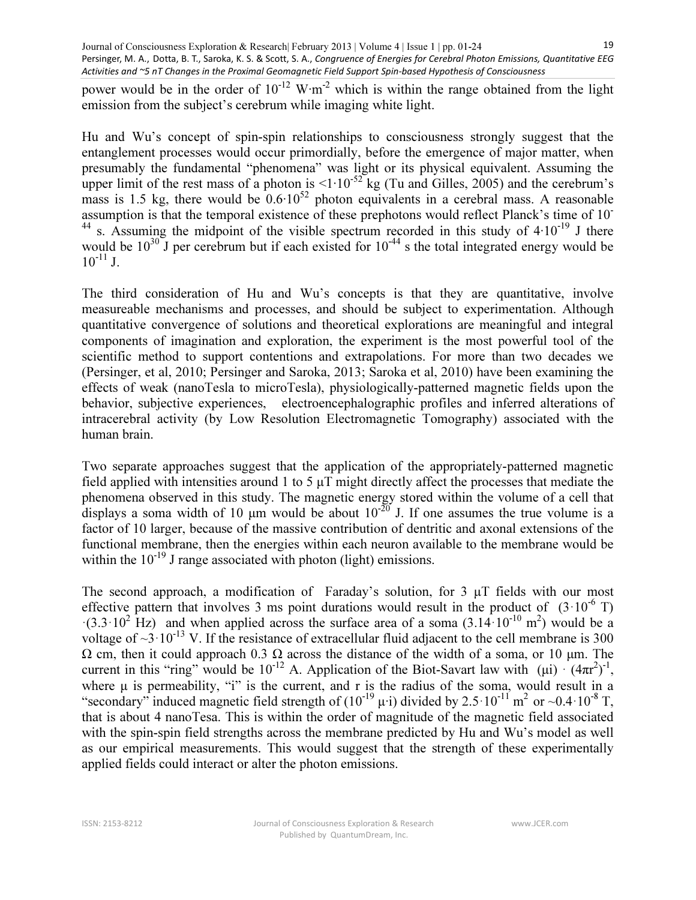power would be in the order of $10^{-12}$ W·m$^{-2}$ which is within the range obtained from the light emission from the subject's cerebrum while imaging white light.

Hu and Wu's concept of spin-spin relationships to consciousness strongly suggest that the entanglement processes would occur primordially, before the emergence of major matter, when presumably the fundamental "phenomena" was light or its physical equivalent. Assuming the upper limit of the rest mass of a photon is $<1\cdot10^{-52}$ kg (Tu and Gilles, 2005) and the cerebrum's mass is 1.5 kg, there would be $0.6\cdot10^{52}$ photon equivalents in a cerebral mass. A reasonable assumption is that the temporal existence of these prephotons would reflect Planck's time of $10^{-44}$ s. Assuming the midpoint of the visible spectrum recorded in this study of $4\cdot10^{-19}$ J there would be $10^{30}$ J per cerebrum but if each existed for $10^{-44}$ s the total integrated energy would be $10^{-11}$ J.

The third consideration of Hu and Wu's concepts is that they are quantitative, involve measureable mechanisms and processes, and should be subject to experimentation. Although quantitative convergence of solutions and theoretical explorations are meaningful and integral components of imagination and exploration, the experiment is the most powerful tool of the scientific method to support contentions and extrapolations. For more than two decades we (Persinger, et al, 2010; Persinger and Saroka, 2013; Saroka et al, 2010) have been examining the effects of weak (nanoTesla to microTesla), physiologically-patterned magnetic fields upon the behavior, subjective experiences, electroencephalographic profiles and inferred alterations of intracerebral activity (by Low Resolution Electromagnetic Tomography) associated with the human brain.

Two separate approaches suggest that the application of the appropriately-patterned magnetic field applied with intensities around 1 to 5 μT might directly affect the processes that mediate the phenomena observed in this study. The magnetic energy stored within the volume of a cell that displays a soma width of 10 μm would be about $10^{-20}$ J. If one assumes the true volume is a factor of 10 larger, because of the massive contribution of dentritic and axonal extensions of the functional membrane, then the energies within each neuron available to the membrane would be within the $10^{-19}$ J range associated with photon (light) emissions.

The second approach, a modification of Faraday's solution, for 3 μT fields with our most effective pattern that involves 3 ms point durations would result in the product of $(3\cdot10^{-6}$ T$)\cdot(3.3\cdot10^{2}$ Hz$)$ and when applied across the surface area of a soma $(3.14\cdot10^{-10}$ m$^2)$ would be a voltage of $\sim3\cdot10^{-13}$ V. If the resistance of extracellular fluid adjacent to the cell membrane is 300 Ω cm, then it could approach 0.3 Ω across the distance of the width of a soma, or 10 μm. The current in this "ring" would be $10^{-12}$ A. Application of the Biot-Savart law with $(\mu i)\cdot(4\pi r^2)^{-1}$, where μ is permeability, "i" is the current, and r is the radius of the soma, would result in a "secondary" induced magnetic field strength of $(10^{-19}\ \mu\cdot i)$ divided by $2.5\cdot10^{-11}$ m$^2$ or $\sim0.4\cdot10^{-8}$ T, that is about 4 nanoTesa. This is within the order of magnitude of the magnetic field associated with the spin-spin field strengths across the membrane predicted by Hu and Wu's model as well as our empirical measurements. This would suggest that the strength of these experimentally applied fields could interact or alter the photon emissions.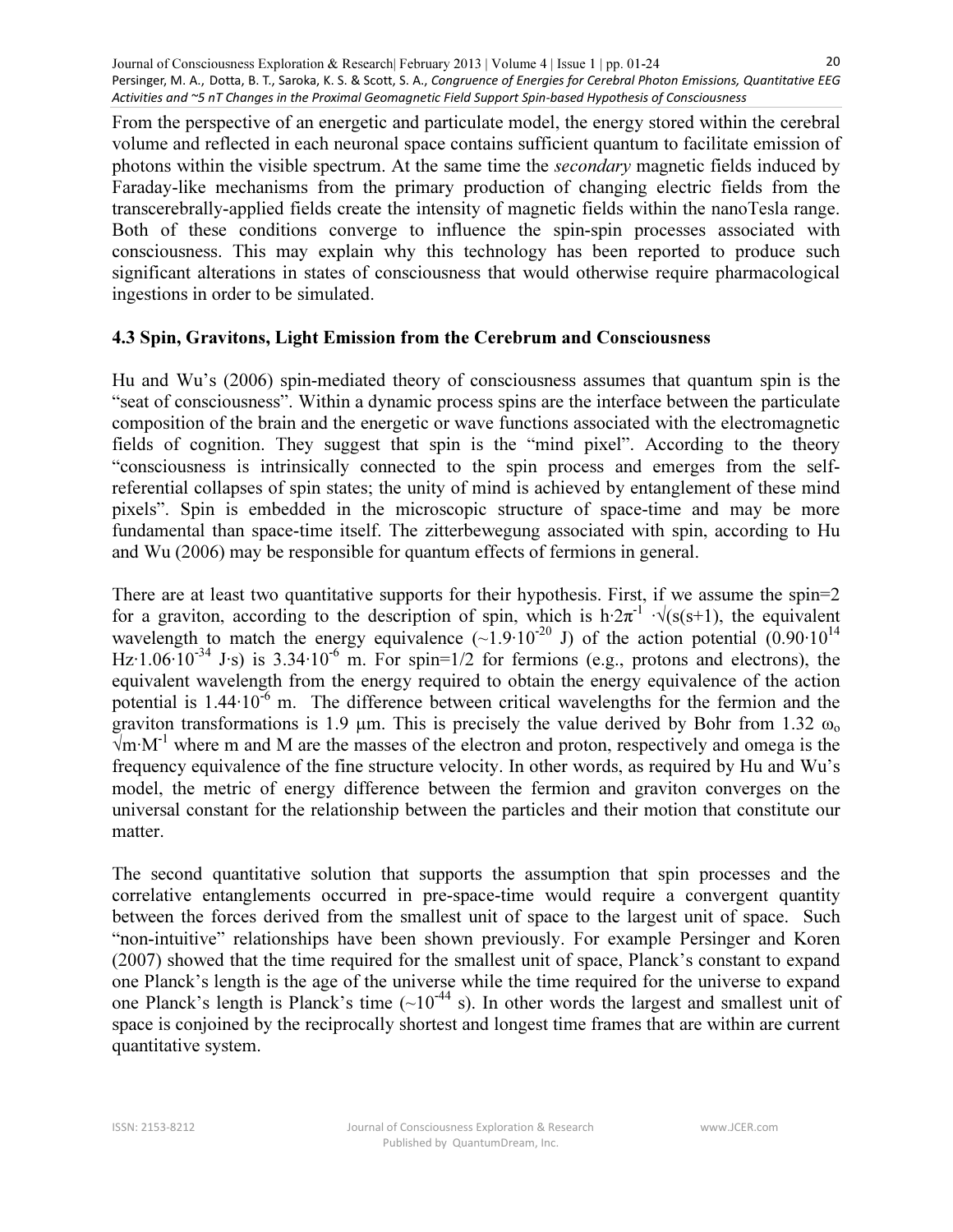From the perspective of an energetic and particulate model, the energy stored within the cerebral volume and reflected in each neuronal space contains sufficient quantum to facilitate emission of photons within the visible spectrum. At the same time the *secondary* magnetic fields induced by Faraday-like mechanisms from the primary production of changing electric fields from the transcerebrally-applied fields create the intensity of magnetic fields within the nanoTesla range. Both of these conditions converge to influence the spin-spin processes associated with consciousness. This may explain why this technology has been reported to produce such significant alterations in states of consciousness that would otherwise require pharmacological ingestions in order to be simulated.

### 4.3 Spin, Gravitons, Light Emission from the Cerebrum and Consciousness

Hu and Wu's (2006) spin-mediated theory of consciousness assumes that quantum spin is the "seat of consciousness". Within a dynamic process spins are the interface between the particulate composition of the brain and the energetic or wave functions associated with the electromagnetic fields of cognition. They suggest that spin is the "mind pixel". According to the theory "consciousness is intrinsically connected to the spin process and emerges from the self-referential collapses of spin states; the unity of mind is achieved by entanglement of these mind pixels". Spin is embedded in the microscopic structure of space-time and may be more fundamental than space-time itself. The zitterbewegung associated with spin, according to Hu and Wu (2006) may be responsible for quantum effects of fermions in general.

There are at least two quantitative supports for their hypothesis. First, if we assume the spin=2 for a graviton, according to the description of spin, which is $h \cdot 2\pi^{-1} \cdot \sqrt{s(s+1)}$, the equivalent wavelength to match the energy equivalence ($\sim 1.9 \cdot 10^{-20}$ J) of the action potential ($0.90 \cdot 10^{14}$ Hz$\cdot 1.06 \cdot 10^{-34}$ J$\cdot$s) is $3.34 \cdot 10^{-6}$ m. For spin=1/2 for fermions (e.g., protons and electrons), the equivalent wavelength from the energy required to obtain the energy equivalence of the action potential is $1.44 \cdot 10^{-6}$ m. The difference between critical wavelengths for the fermion and the graviton transformations is 1.9 μm. This is precisely the value derived by Bohr from $1.32\ \omega_o \sqrt{m \cdot M^{-1}}$ where m and M are the masses of the electron and proton, respectively and omega is the frequency equivalence of the fine structure velocity. In other words, as required by Hu and Wu's model, the metric of energy difference between the fermion and graviton converges on the universal constant for the relationship between the particles and their motion that constitute our matter.

The second quantitative solution that supports the assumption that spin processes and the correlative entanglements occurred in pre-space-time would require a convergent quantity between the forces derived from the smallest unit of space to the largest unit of space. Such "non-intuitive" relationships have been shown previously. For example Persinger and Koren (2007) showed that the time required for the smallest unit of space, Planck's constant to expand one Planck's length is the age of the universe while the time required for the universe to expand one Planck's length is Planck's time ($\sim 10^{-44}$ s). In other words the largest and smallest unit of space is conjoined by the reciprocally shortest and longest time frames that are within are current quantitative system.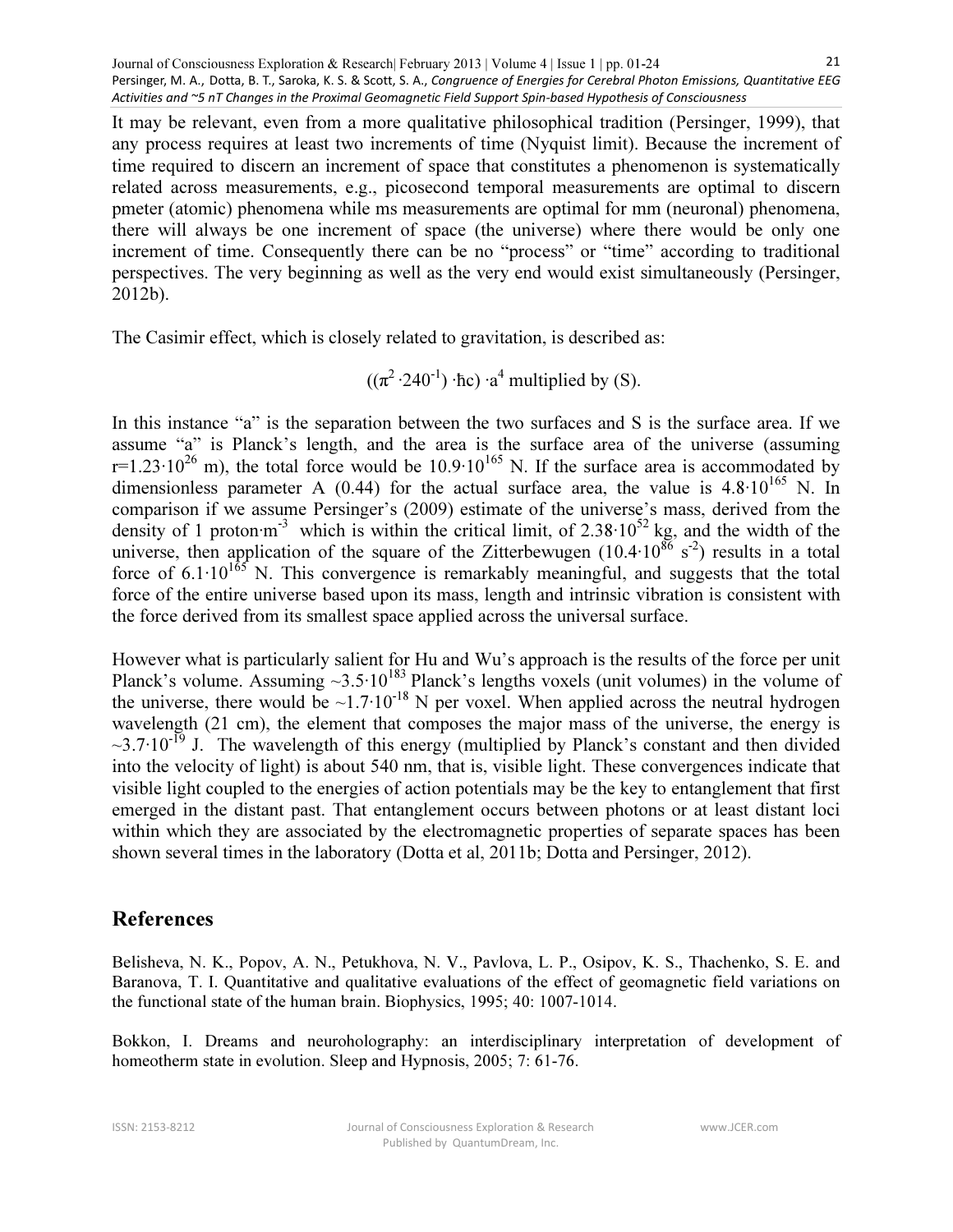It may be relevant, even from a more qualitative philosophical tradition (Persinger, 1999), that any process requires at least two increments of time (Nyquist limit). Because the increment of time required to discern an increment of space that constitutes a phenomenon is systematically related across measurements, e.g., picosecond temporal measurements are optimal to discern pmeter (atomic) phenomena while ms measurements are optimal for mm (neuronal) phenomena, there will always be one increment of space (the universe) where there would be only one increment of time. Consequently there can be no "process" or "time" according to traditional perspectives. The very beginning as well as the very end would exist simultaneously (Persinger, 2012b).

The Casimir effect, which is closely related to gravitation, is described as:

$$((\pi^2 \cdot 240^{-1}) \cdot \hbar c) \cdot a^4 \text{ multiplied by (S).}$$

In this instance "a" is the separation between the two surfaces and S is the surface area. If we assume "a" is Planck's length, and the area is the surface area of the universe (assuming $r=1.23 \cdot 10^{26}$ m), the total force would be $10.9 \cdot 10^{165}$ N. If the surface area is accommodated by dimensionless parameter A (0.44) for the actual surface area, the value is $4.8 \cdot 10^{165}$ N. In comparison if we assume Persinger's (2009) estimate of the universe's mass, derived from the density of 1 proton$\cdot$m$^{-3}$ which is within the critical limit, of $2.38 \cdot 10^{52}$ kg, and the width of the universe, then application of the square of the Zitterbewugen ($10.4 \cdot 10^{86}$ s$^{-2}$) results in a total force of $6.1 \cdot 10^{165}$ N. This convergence is remarkably meaningful, and suggests that the total force of the entire universe based upon its mass, length and intrinsic vibration is consistent with the force derived from its smallest space applied across the universal surface.

However what is particularly salient for Hu and Wu's approach is the results of the force per unit Planck's volume. Assuming $\sim 3.5 \cdot 10^{183}$ Planck's lengths voxels (unit volumes) in the volume of the universe, there would be $\sim 1.7 \cdot 10^{-18}$ N per voxel. When applied across the neutral hydrogen wavelength (21 cm), the element that composes the major mass of the universe, the energy is $\sim 3.7 \cdot 10^{-19}$ J. The wavelength of this energy (multiplied by Planck's constant and then divided into the velocity of light) is about 540 nm, that is, visible light. These convergences indicate that visible light coupled to the energies of action potentials may be the key to entanglement that first emerged in the distant past. That entanglement occurs between photons or at least distant loci within which they are associated by the electromagnetic properties of separate spaces has been shown several times in the laboratory (Dotta et al, 2011b; Dotta and Persinger, 2012).

## References

Belisheva, N. K., Popov, A. N., Petukhova, N. V., Pavlova, L. P., Osipov, K. S., Thachenko, S. E. and Baranova, T. I. Quantitative and qualitative evaluations of the effect of geomagnetic field variations on the functional state of the human brain. Biophysics, 1995; 40: 1007-1014.

Bokkon, I. Dreams and neuroholography: an interdisciplinary interpretation of development of homeotherm state in evolution. Sleep and Hypnosis, 2005; 7: 61-76.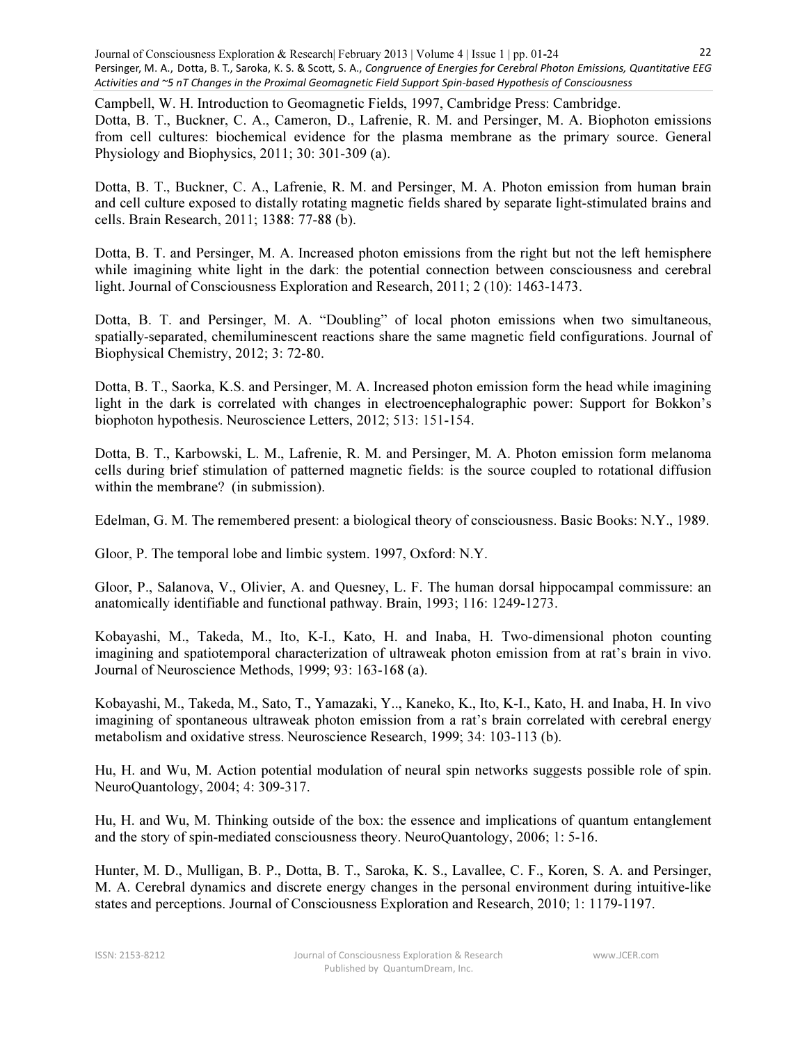Campbell, W. H. Introduction to Geomagnetic Fields, 1997, Cambridge Press: Cambridge.
Dotta, B. T., Buckner, C. A., Cameron, D., Lafrenie, R. M. and Persinger, M. A. Biophoton emissions from cell cultures: biochemical evidence for the plasma membrane as the primary source. General Physiology and Biophysics, 2011; 30: 301-309 (a).

Dotta, B. T., Buckner, C. A., Lafrenie, R. M. and Persinger, M. A. Photon emission from human brain and cell culture exposed to distally rotating magnetic fields shared by separate light-stimulated brains and cells. Brain Research, 2011; 1388: 77-88 (b).

Dotta, B. T. and Persinger, M. A. Increased photon emissions from the right but not the left hemisphere while imagining white light in the dark: the potential connection between consciousness and cerebral light. Journal of Consciousness Exploration and Research, 2011; 2 (10): 1463-1473.

Dotta, B. T. and Persinger, M. A. "Doubling" of local photon emissions when two simultaneous, spatially-separated, chemiluminescent reactions share the same magnetic field configurations. Journal of Biophysical Chemistry, 2012; 3: 72-80.

Dotta, B. T., Saorka, K.S. and Persinger, M. A. Increased photon emission form the head while imagining light in the dark is correlated with changes in electroencephalographic power: Support for Bokkon's biophoton hypothesis. Neuroscience Letters, 2012; 513: 151-154.

Dotta, B. T., Karbowski, L. M., Lafrenie, R. M. and Persinger, M. A. Photon emission form melanoma cells during brief stimulation of patterned magnetic fields: is the source coupled to rotational diffusion within the membrane? (in submission).

Edelman, G. M. The remembered present: a biological theory of consciousness. Basic Books: N.Y., 1989.

Gloor, P. The temporal lobe and limbic system. 1997, Oxford: N.Y.

Gloor, P., Salanova, V., Olivier, A. and Quesney, L. F. The human dorsal hippocampal commissure: an anatomically identifiable and functional pathway. Brain, 1993; 116: 1249-1273.

Kobayashi, M., Takeda, M., Ito, K-I., Kato, H. and Inaba, H. Two-dimensional photon counting imagining and spatiotemporal characterization of ultraweak photon emission from at rat's brain in vivo. Journal of Neuroscience Methods, 1999; 93: 163-168 (a).

Kobayashi, M., Takeda, M., Sato, T., Yamazaki, Y.., Kaneko, K., Ito, K-I., Kato, H. and Inaba, H. In vivo imagining of spontaneous ultraweak photon emission from a rat's brain correlated with cerebral energy metabolism and oxidative stress. Neuroscience Research, 1999; 34: 103-113 (b).

Hu, H. and Wu, M. Action potential modulation of neural spin networks suggests possible role of spin. NeuroQuantology, 2004; 4: 309-317.

Hu, H. and Wu, M. Thinking outside of the box: the essence and implications of quantum entanglement and the story of spin-mediated consciousness theory. NeuroQuantology, 2006; 1: 5-16.

Hunter, M. D., Mulligan, B. P., Dotta, B. T., Saroka, K. S., Lavallee, C. F., Koren, S. A. and Persinger, M. A. Cerebral dynamics and discrete energy changes in the personal environment during intuitive-like states and perceptions. Journal of Consciousness Exploration and Research, 2010; 1: 1179-1197.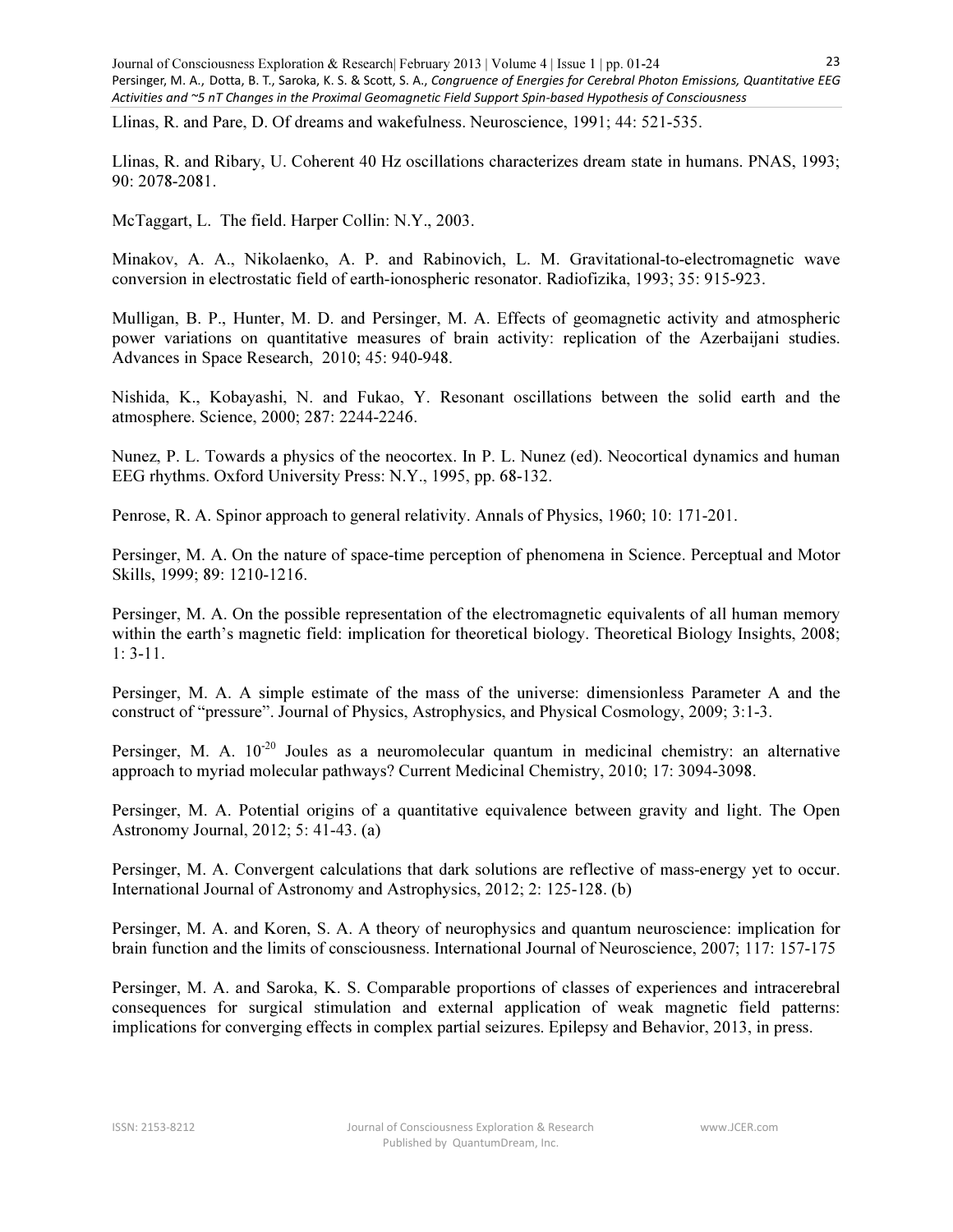Llinas, R. and Pare, D. Of dreams and wakefulness. Neuroscience, 1991; 44: 521-535.

Llinas, R. and Ribary, U. Coherent 40 Hz oscillations characterizes dream state in humans. PNAS, 1993; 90: 2078-2081.

McTaggart, L. The field. Harper Collin: N.Y., 2003.

Minakov, A. A., Nikolaenko, A. P. and Rabinovich, L. M. Gravitational-to-electromagnetic wave conversion in electrostatic field of earth-ionospheric resonator. Radiofizika, 1993; 35: 915-923.

Mulligan, B. P., Hunter, M. D. and Persinger, M. A. Effects of geomagnetic activity and atmospheric power variations on quantitative measures of brain activity: replication of the Azerbaijani studies. Advances in Space Research, 2010; 45: 940-948.

Nishida, K., Kobayashi, N. and Fukao, Y. Resonant oscillations between the solid earth and the atmosphere. Science, 2000; 287: 2244-2246.

Nunez, P. L. Towards a physics of the neocortex. In P. L. Nunez (ed). Neocortical dynamics and human EEG rhythms. Oxford University Press: N.Y., 1995, pp. 68-132.

Penrose, R. A. Spinor approach to general relativity. Annals of Physics, 1960; 10: 171-201.

Persinger, M. A. On the nature of space-time perception of phenomena in Science. Perceptual and Motor Skills, 1999; 89: 1210-1216.

Persinger, M. A. On the possible representation of the electromagnetic equivalents of all human memory within the earth's magnetic field: implication for theoretical biology. Theoretical Biology Insights, 2008; 1: 3-11.

Persinger, M. A. A simple estimate of the mass of the universe: dimensionless Parameter A and the construct of "pressure". Journal of Physics, Astrophysics, and Physical Cosmology, 2009; 3:1-3.

Persinger, M. A. $10^{-20}$ Joules as a neuromolecular quantum in medicinal chemistry: an alternative approach to myriad molecular pathways? Current Medicinal Chemistry, 2010; 17: 3094-3098.

Persinger, M. A. Potential origins of a quantitative equivalence between gravity and light. The Open Astronomy Journal, 2012; 5: 41-43. (a)

Persinger, M. A. Convergent calculations that dark solutions are reflective of mass-energy yet to occur. International Journal of Astronomy and Astrophysics, 2012; 2: 125-128. (b)

Persinger, M. A. and Koren, S. A. A theory of neurophysics and quantum neuroscience: implication for brain function and the limits of consciousness. International Journal of Neuroscience, 2007; 117: 157-175

Persinger, M. A. and Saroka, K. S. Comparable proportions of classes of experiences and intracerebral consequences for surgical stimulation and external application of weak magnetic field patterns: implications for converging effects in complex partial seizures. Epilepsy and Behavior, 2013, in press.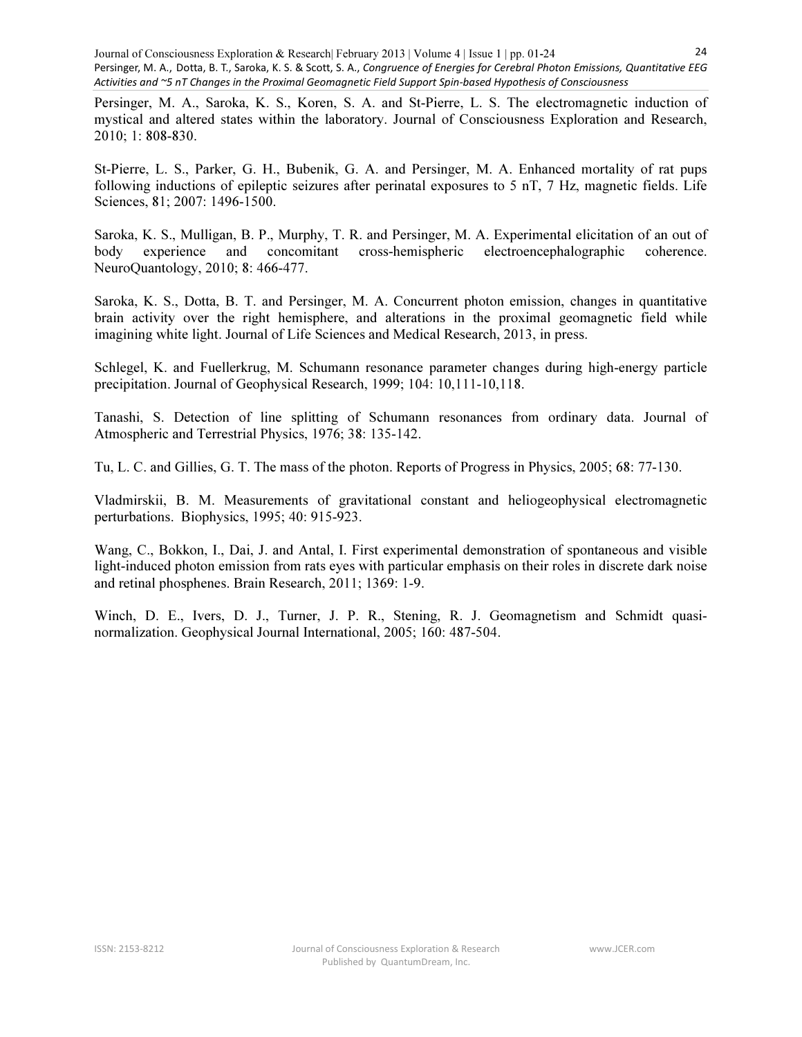Persinger, M. A., Saroka, K. S., Koren, S. A. and St-Pierre, L. S. The electromagnetic induction of mystical and altered states within the laboratory. Journal of Consciousness Exploration and Research, 2010; 1: 808-830.

St-Pierre, L. S., Parker, G. H., Bubenik, G. A. and Persinger, M. A. Enhanced mortality of rat pups following inductions of epileptic seizures after perinatal exposures to 5 nT, 7 Hz, magnetic fields. Life Sciences, 81; 2007: 1496-1500.

Saroka, K. S., Mulligan, B. P., Murphy, T. R. and Persinger, M. A. Experimental elicitation of an out of body experience and concomitant cross-hemispheric electroencephalographic coherence. NeuroQuantology, 2010; 8: 466-477.

Saroka, K. S., Dotta, B. T. and Persinger, M. A. Concurrent photon emission, changes in quantitative brain activity over the right hemisphere, and alterations in the proximal geomagnetic field while imagining white light. Journal of Life Sciences and Medical Research, 2013, in press.

Schlegel, K. and Fuellerkrug, M. Schumann resonance parameter changes during high-energy particle precipitation. Journal of Geophysical Research, 1999; 104: 10,111-10,118.

Tanashi, S. Detection of line splitting of Schumann resonances from ordinary data. Journal of Atmospheric and Terrestrial Physics, 1976; 38: 135-142.

Tu, L. C. and Gillies, G. T. The mass of the photon. Reports of Progress in Physics, 2005; 68: 77-130.

Vladmirskii, B. M. Measurements of gravitational constant and heliogeophysical electromagnetic perturbations. Biophysics, 1995; 40: 915-923.

Wang, C., Bokkon, I., Dai, J. and Antal, I. First experimental demonstration of spontaneous and visible light-induced photon emission from rats eyes with particular emphasis on their roles in discrete dark noise and retinal phosphenes. Brain Research, 2011; 1369: 1-9.

Winch, D. E., Ivers, D. J., Turner, J. P. R., Stening, R. J. Geomagnetism and Schmidt quasi-normalization. Geophysical Journal International, 2005; 160: 487-504.